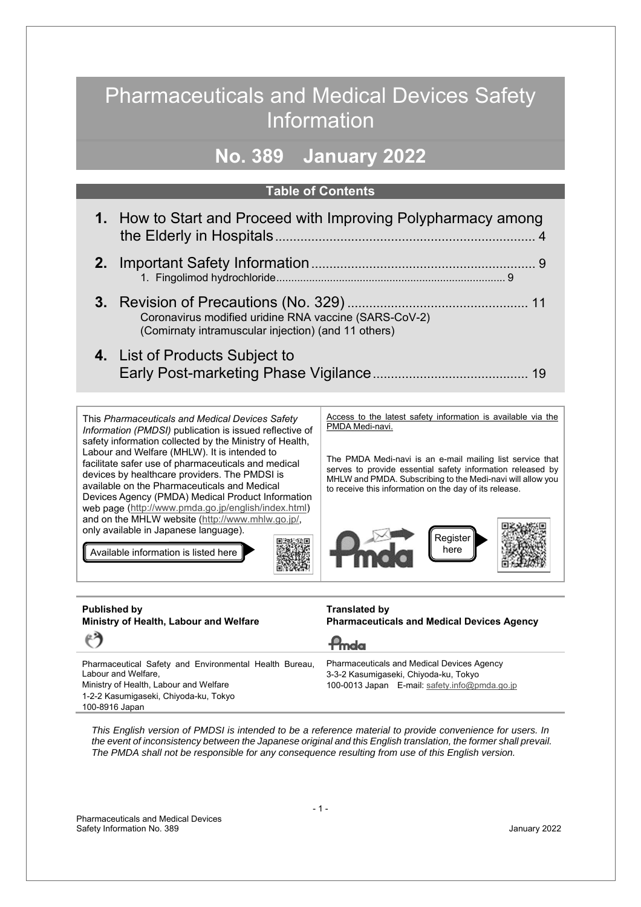# Pharmaceuticals and Medical Devices Safety Information

## No. 389 January 2022

### Table of Contents

**1.** How to Start and Proceed with Improving Polypharmacy among the Elderly in Hospitals ....... 4

**2.** Important Safety Information ....... 9
- 1. Fingolimod hydrochloride ....... 9

**3.** Revision of Precautions (No. 329) ....... 11
- Coronavirus modified uridine RNA vaccine (SARS-CoV-2) (Comirnaty intramuscular injection) (and 11 others)

**4.** List of Products Subject to Early Post-marketing Phase Vigilance ....... 19

This *Pharmaceuticals and Medical Devices Safety Information (PMDSI)* publication is issued reflective of safety information collected by the Ministry of Health, Labour and Welfare (MHLW). It is intended to facilitate safer use of pharmaceuticals and medical devices by healthcare providers. The PMDSI is available on the Pharmaceuticals and Medical Devices Agency (PMDA) Medical Product Information web page (http://www.pmda.go.jp/english/index.html) and on the MHLW website (http://www.mhlw.go.jp/, only available in Japanese language).

Available information is listed here

Access to the latest safety information is available via the PMDA Medi-navi.

The PMDA Medi-navi is an e-mail mailing list service that serves to provide essential safety information released by MHLW and PMDA. Subscribing to the Medi-navi will allow you to receive this information on the day of its release.

Register here

**Published by**
**Ministry of Health, Labour and Welfare**

Pharmaceutical Safety and Environmental Health Bureau, Labour and Welfare,
Ministry of Health, Labour and Welfare
1-2-2 Kasumigaseki, Chiyoda-ku, Tokyo
100-8916 Japan

**Translated by**
**Pharmaceuticals and Medical Devices Agency**

Pharmaceuticals and Medical Devices Agency
3-3-2 Kasumigaseki, Chiyoda-ku, Tokyo
100-0013 Japan E-mail: safety.info@pmda.go.jp

*This English version of PMDSI is intended to be a reference material to provide convenience for users. In the event of inconsistency between the Japanese original and this English translation, the former shall prevail. The PMDA shall not be responsible for any consequence resulting from use of this English version.*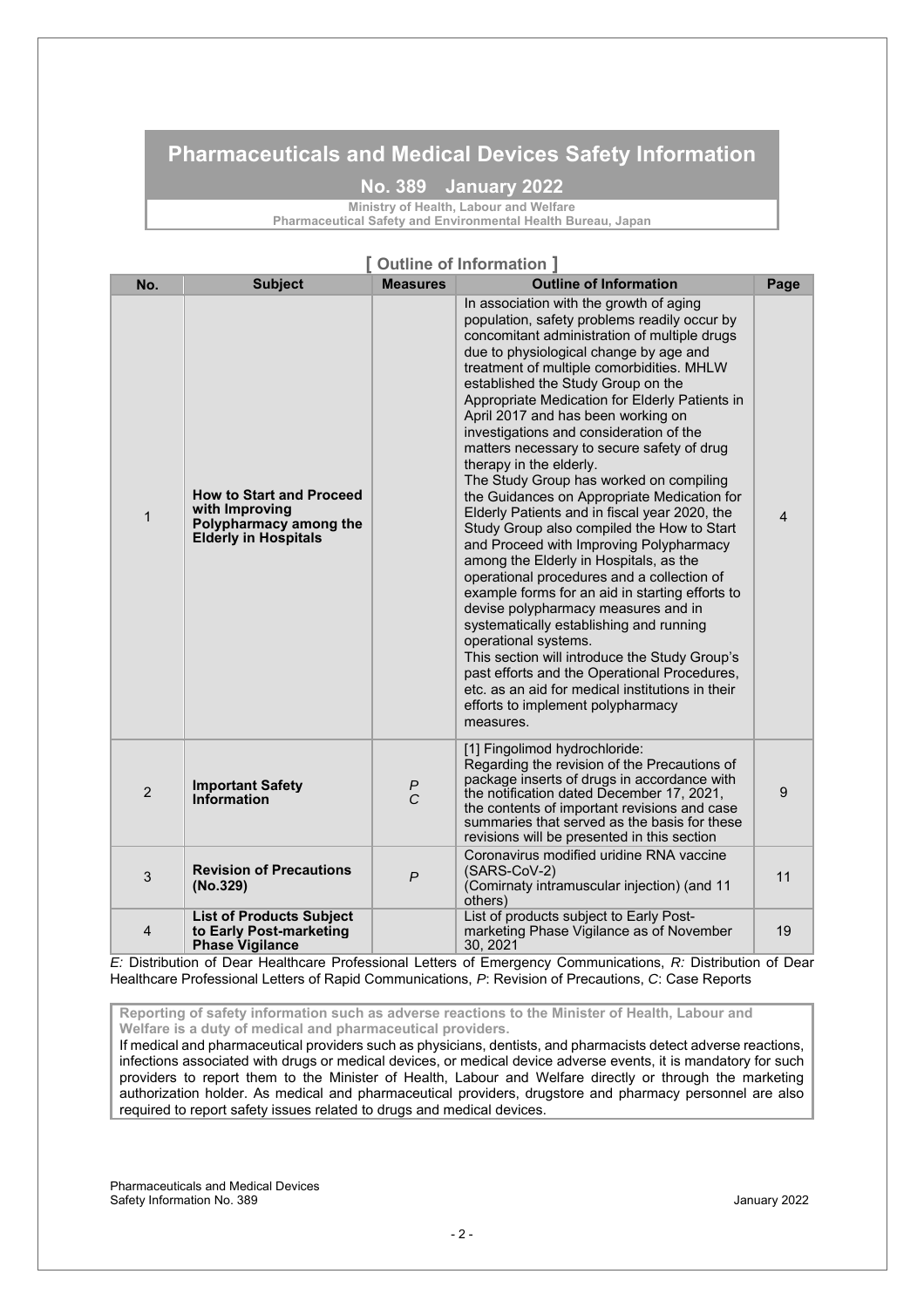# Pharmaceuticals and Medical Devices Safety Information

## No. 389 January 2022

**Ministry of Health, Labour and Welfare**
**Pharmaceutical Safety and Environmental Health Bureau, Japan**

## [ Outline of Information ]

| No. | Subject | Measures | Outline of Information | Page |
|---|---|---|---|---|
| 1 | **How to Start and Proceed with Improving Polypharmacy among the Elderly in Hospitals** | | In association with the growth of aging population, safety problems readily occur by concomitant administration of multiple drugs due to physiological change by age and treatment of multiple comorbidities. MHLW established the Study Group on the Appropriate Medication for Elderly Patients in April 2017 and has been working on investigations and consideration of the matters necessary to secure safety of drug therapy in the elderly. The Study Group has worked on compiling the Guidances on Appropriate Medication for Elderly Patients and in fiscal year 2020, the Study Group also compiled the How to Start and Proceed with Improving Polypharmacy among the Elderly in Hospitals, as the operational procedures and a collection of example forms for an aid in starting efforts to devise polypharmacy measures and in systematically establishing and running operational systems. This section will introduce the Study Group's past efforts and the Operational Procedures, etc. as an aid for medical institutions in their efforts to implement polypharmacy measures. | 4 |
| 2 | **Important Safety Information** | *P* *C* | [1] Fingolimod hydrochloride: Regarding the revision of the Precautions of package inserts of drugs in accordance with the notification dated December 17, 2021, the contents of important revisions and case summaries that served as the basis for these revisions will be presented in this section | 9 |
| 3 | **Revision of Precautions (No.329)** | *P* | Coronavirus modified uridine RNA vaccine (SARS-CoV-2) (Comirnaty intramuscular injection) (and 11 others) | 11 |
| 4 | **List of Products Subject to Early Post-marketing Phase Vigilance** | | List of products subject to Early Post-marketing Phase Vigilance as of November 30, 2021 | 19 |

*E:* Distribution of Dear Healthcare Professional Letters of Emergency Communications, *R:* Distribution of Dear Healthcare Professional Letters of Rapid Communications, *P*: Revision of Precautions, *C*: Case Reports

**Reporting of safety information such as adverse reactions to the Minister of Health, Labour and Welfare is a duty of medical and pharmaceutical providers.**

If medical and pharmaceutical providers such as physicians, dentists, and pharmacists detect adverse reactions, infections associated with drugs or medical devices, or medical device adverse events, it is mandatory for such providers to report them to the Minister of Health, Labour and Welfare directly or through the marketing authorization holder. As medical and pharmaceutical providers, drugstore and pharmacy personnel are also required to report safety issues related to drugs and medical devices.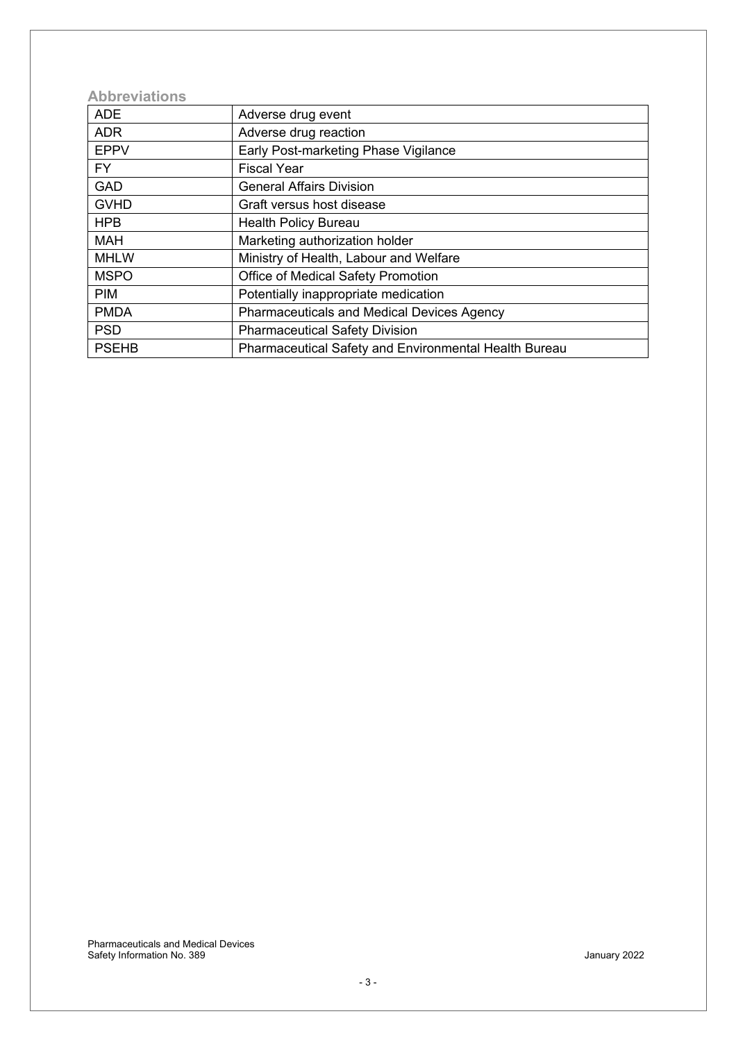## Abbreviations

| | |
|---|---|
| ADE | Adverse drug event |
| ADR | Adverse drug reaction |
| EPPV | Early Post-marketing Phase Vigilance |
| FY | Fiscal Year |
| GAD | General Affairs Division |
| GVHD | Graft versus host disease |
| HPB | Health Policy Bureau |
| MAH | Marketing authorization holder |
| MHLW | Ministry of Health, Labour and Welfare |
| MSPO | Office of Medical Safety Promotion |
| PIM | Potentially inappropriate medication |
| PMDA | Pharmaceuticals and Medical Devices Agency |
| PSD | Pharmaceutical Safety Division |
| PSEHB | Pharmaceutical Safety and Environmental Health Bureau |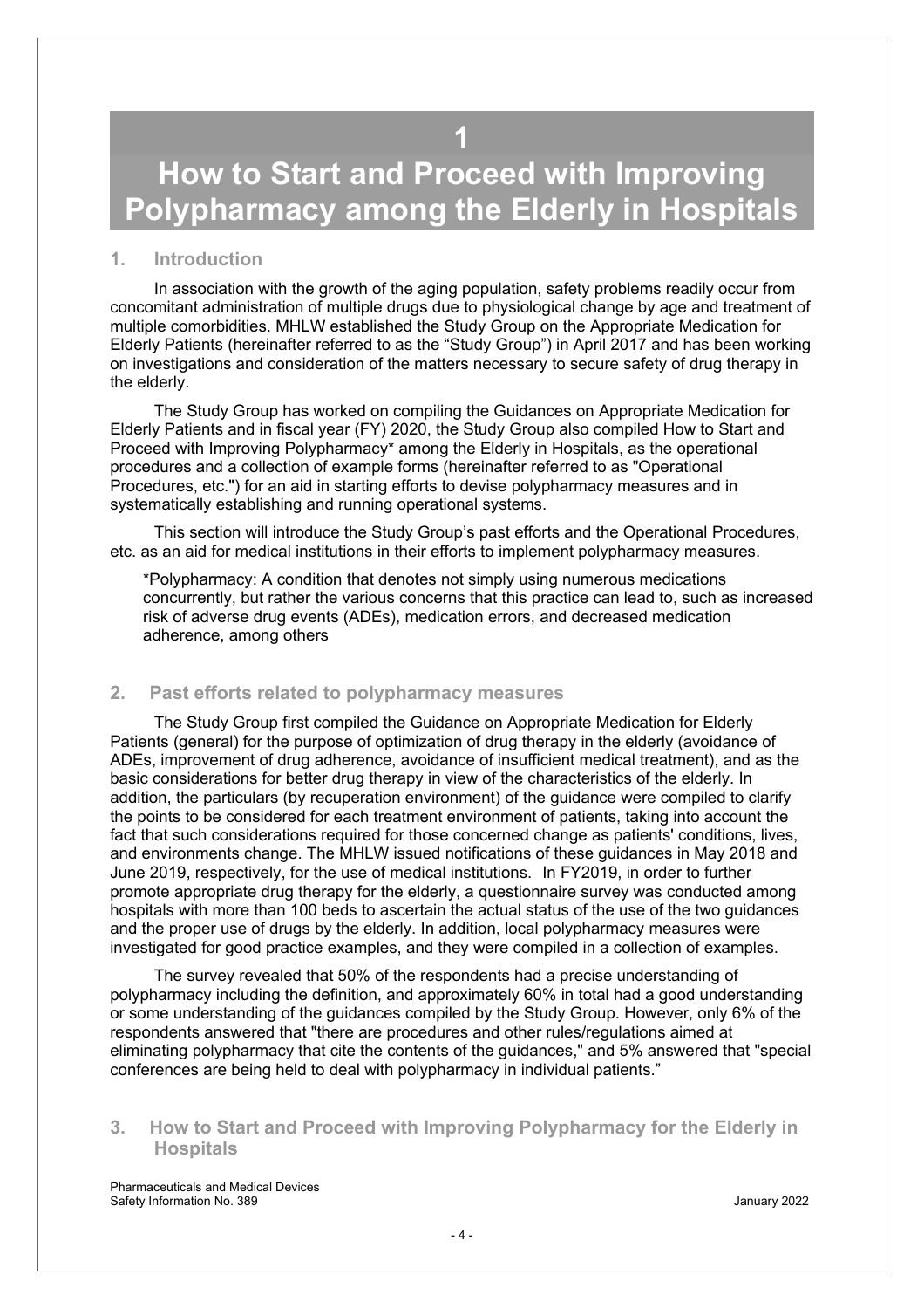# 1

# How to Start and Proceed with Improving Polypharmacy among the Elderly in Hospitals

## 1. Introduction

In association with the growth of the aging population, safety problems readily occur from concomitant administration of multiple drugs due to physiological change by age and treatment of multiple comorbidities. MHLW established the Study Group on the Appropriate Medication for Elderly Patients (hereinafter referred to as the "Study Group") in April 2017 and has been working on investigations and consideration of the matters necessary to secure safety of drug therapy in the elderly.

The Study Group has worked on compiling the Guidances on Appropriate Medication for Elderly Patients and in fiscal year (FY) 2020, the Study Group also compiled How to Start and Proceed with Improving Polypharmacy* among the Elderly in Hospitals, as the operational procedures and a collection of example forms (hereinafter referred to as "Operational Procedures, etc.") for an aid in starting efforts to devise polypharmacy measures and in systematically establishing and running operational systems.

This section will introduce the Study Group's past efforts and the Operational Procedures, etc. as an aid for medical institutions in their efforts to implement polypharmacy measures.

*Polypharmacy: A condition that denotes not simply using numerous medications concurrently, but rather the various concerns that this practice can lead to, such as increased risk of adverse drug events (ADEs), medication errors, and decreased medication adherence, among others

## 2. Past efforts related to polypharmacy measures

The Study Group first compiled the Guidance on Appropriate Medication for Elderly Patients (general) for the purpose of optimization of drug therapy in the elderly (avoidance of ADEs, improvement of drug adherence, avoidance of insufficient medical treatment), and as the basic considerations for better drug therapy in view of the characteristics of the elderly. In addition, the particulars (by recuperation environment) of the guidance were compiled to clarify the points to be considered for each treatment environment of patients, taking into account the fact that such considerations required for those concerned change as patients' conditions, lives, and environments change. The MHLW issued notifications of these guidances in May 2018 and June 2019, respectively, for the use of medical institutions. In FY2019, in order to further promote appropriate drug therapy for the elderly, a questionnaire survey was conducted among hospitals with more than 100 beds to ascertain the actual status of the use of the two guidances and the proper use of drugs by the elderly. In addition, local polypharmacy measures were investigated for good practice examples, and they were compiled in a collection of examples.

The survey revealed that 50% of the respondents had a precise understanding of polypharmacy including the definition, and approximately 60% in total had a good understanding or some understanding of the guidances compiled by the Study Group. However, only 6% of the respondents answered that "there are procedures and other rules/regulations aimed at eliminating polypharmacy that cite the contents of the guidances," and 5% answered that "special conferences are being held to deal with polypharmacy in individual patients."

## 3. How to Start and Proceed with Improving Polypharmacy for the Elderly in Hospitals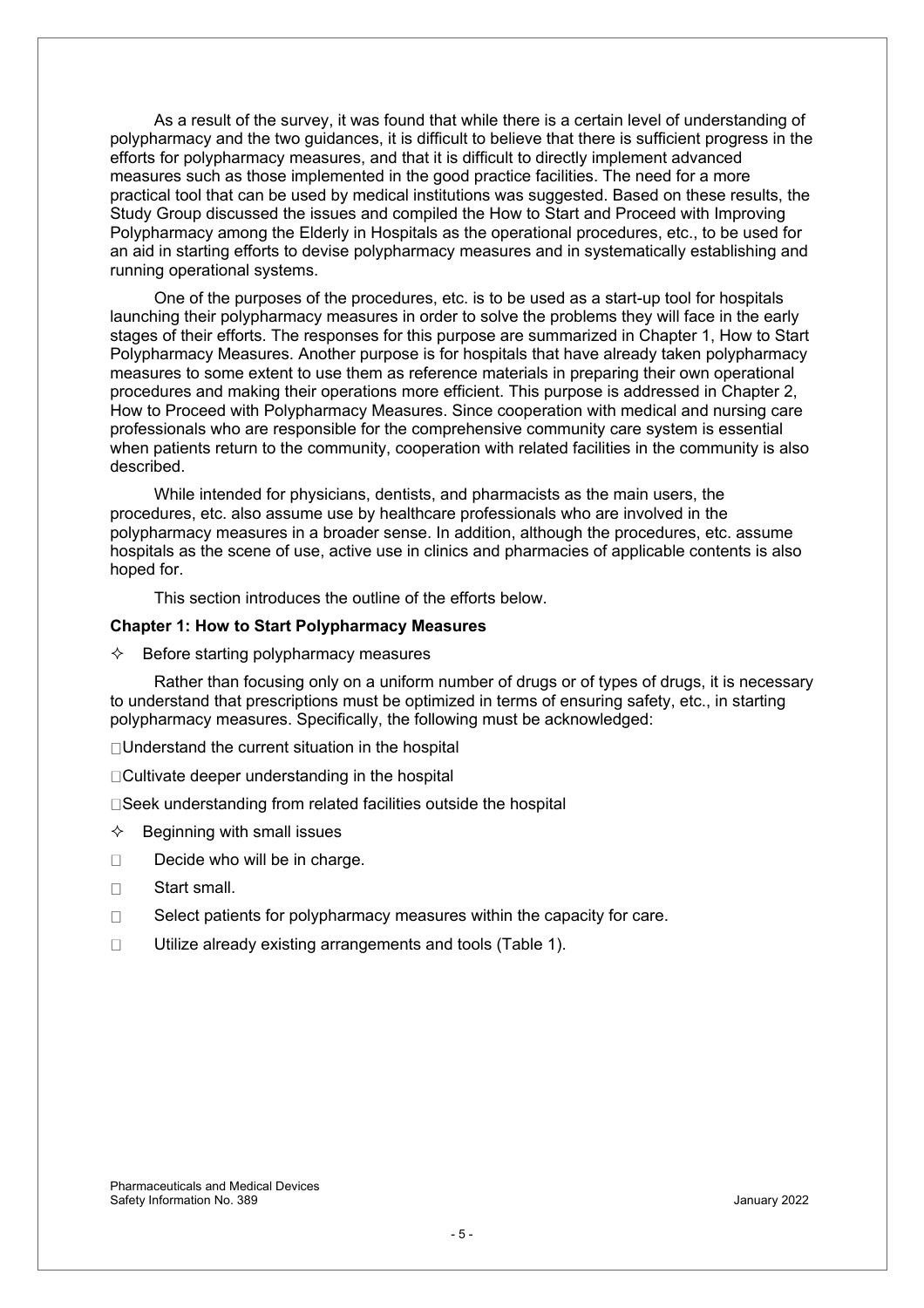As a result of the survey, it was found that while there is a certain level of understanding of polypharmacy and the two guidances, it is difficult to believe that there is sufficient progress in the efforts for polypharmacy measures, and that it is difficult to directly implement advanced measures such as those implemented in the good practice facilities. The need for a more practical tool that can be used by medical institutions was suggested. Based on these results, the Study Group discussed the issues and compiled the How to Start and Proceed with Improving Polypharmacy among the Elderly in Hospitals as the operational procedures, etc., to be used for an aid in starting efforts to devise polypharmacy measures and in systematically establishing and running operational systems.

One of the purposes of the procedures, etc. is to be used as a start-up tool for hospitals launching their polypharmacy measures in order to solve the problems they will face in the early stages of their efforts. The responses for this purpose are summarized in Chapter 1, How to Start Polypharmacy Measures. Another purpose is for hospitals that have already taken polypharmacy measures to some extent to use them as reference materials in preparing their own operational procedures and making their operations more efficient. This purpose is addressed in Chapter 2, How to Proceed with Polypharmacy Measures. Since cooperation with medical and nursing care professionals who are responsible for the comprehensive community care system is essential when patients return to the community, cooperation with related facilities in the community is also described.

While intended for physicians, dentists, and pharmacists as the main users, the procedures, etc. also assume use by healthcare professionals who are involved in the polypharmacy measures in a broader sense. In addition, although the procedures, etc. assume hospitals as the scene of use, active use in clinics and pharmacies of applicable contents is also hoped for.

This section introduces the outline of the efforts below.

**Chapter 1: How to Start Polypharmacy Measures**

✧ Before starting polypharmacy measures

Rather than focusing only on a uniform number of drugs or of types of drugs, it is necessary to understand that prescriptions must be optimized in terms of ensuring safety, etc., in starting polypharmacy measures. Specifically, the following must be acknowledged:

- Understand the current situation in the hospital
- Cultivate deeper understanding in the hospital
- Seek understanding from related facilities outside the hospital

✧ Beginning with small issues

- Decide who will be in charge.
- Start small.
- Select patients for polypharmacy measures within the capacity for care.
- Utilize already existing arrangements and tools (Table 1).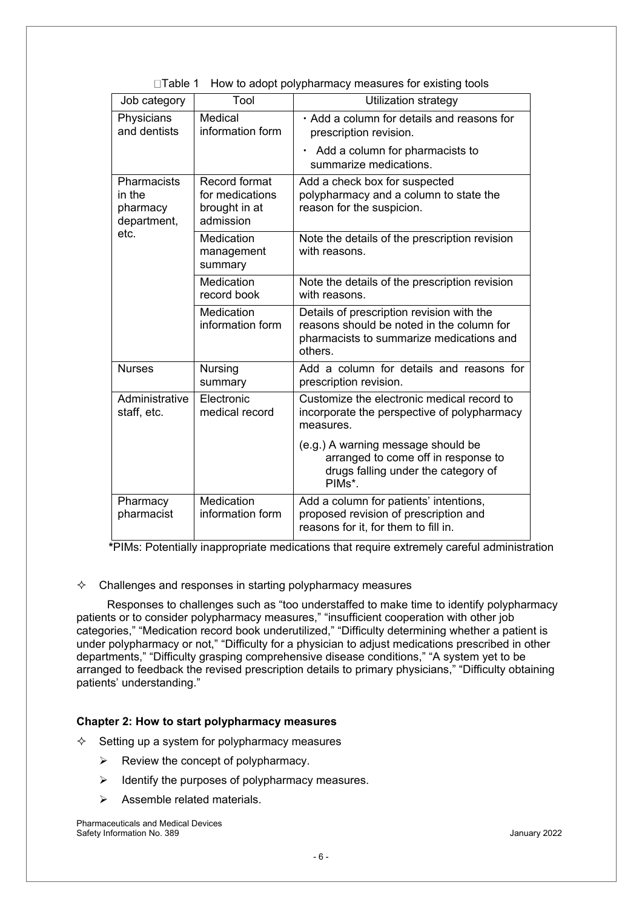Table 1 How to adopt polypharmacy measures for existing tools

| Job category | Tool | Utilization strategy |
| --- | --- | --- |
| Physicians and dentists | Medical information form | ・Add a column for details and reasons for prescription revision.<br>・ Add a column for pharmacists to summarize medications. |
| Pharmacists in the pharmacy department, etc. | Record format for medications brought in at admission | Add a check box for suspected polypharmacy and a column to state the reason for the suspicion. |
| | Medication management summary | Note the details of the prescription revision with reasons. |
| | Medication record book | Note the details of the prescription revision with reasons. |
| | Medication information form | Details of prescription revision with the reasons should be noted in the column for pharmacists to summarize medications and others. |
| Nurses | Nursing summary | Add a column for details and reasons for prescription revision. |
| Administrative staff, etc. | Electronic medical record | Customize the electronic medical record to incorporate the perspective of polypharmacy measures.<br>(e.g.) A warning message should be arranged to come off in response to drugs falling under the category of PIMs*. |
| Pharmacy pharmacist | Medication information form | Add a column for patients' intentions, proposed revision of prescription and reasons for it, for them to fill in. |

*PIMs: Potentially inappropriate medications that require extremely careful administration

- ✧ Challenges and responses in starting polypharmacy measures

Responses to challenges such as "too understaffed to make time to identify polypharmacy patients or to consider polypharmacy measures," "insufficient cooperation with other job categories," "Medication record book underutilized," "Difficulty determining whether a patient is under polypharmacy or not," "Difficulty for a physician to adjust medications prescribed in other departments," "Difficulty grasping comprehensive disease conditions," "A system yet to be arranged to feedback the revised prescription details to primary physicians," "Difficulty obtaining patients' understanding."

**Chapter 2: How to start polypharmacy measures**

- ✧ Setting up a system for polypharmacy measures
  - ➢ Review the concept of polypharmacy.
  - ➢ Identify the purposes of polypharmacy measures.
  - ➢ Assemble related materials.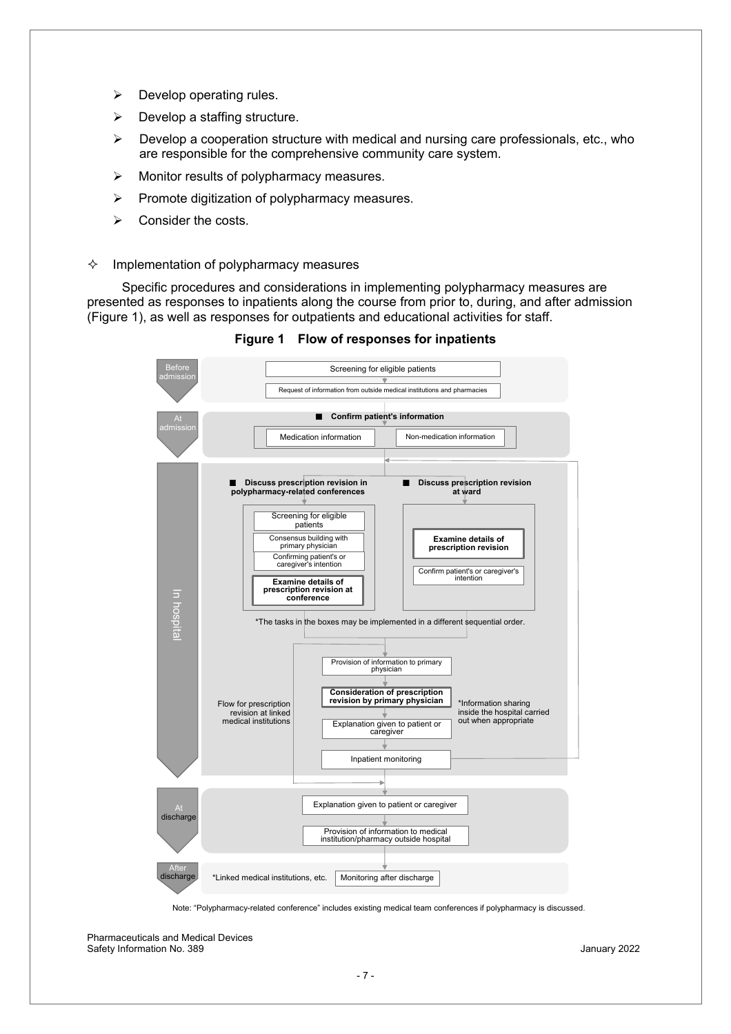- ➢ Develop operating rules.
- ➢ Develop a staffing structure.
- ➢ Develop a cooperation structure with medical and nursing care professionals, etc., who are responsible for the comprehensive community care system.
- ➢ Monitor results of polypharmacy measures.
- ➢ Promote digitization of polypharmacy measures.
- ➢ Consider the costs.

✧ Implementation of polypharmacy measures

Specific procedures and considerations in implementing polypharmacy measures are presented as responses to inpatients along the course from prior to, during, and after admission (Figure 1), as well as responses for outpatients and educational activities for staff.

**Figure 1 Flow of responses for inpatients**

**Before admission**
- Screening for eligible patients
- Request of information from outside medical institutions and pharmacies

**At admission**

■ **Confirm patient's information**
- Medication information
- Non-medication information

**In hospital**

■ **Discuss prescription revision in polypharmacy-related conferences**
- Screening for eligible patients
- Consensus building with primary physician
- Confirming patient's or caregiver's intention
- **Examine details of prescription revision at conference**

■ **Discuss prescription revision at ward**
- **Examine details of prescription revision**
- Confirm patient's or caregiver's intention

*The tasks in the boxes may be implemented in a different sequential order.

- Provision of information to primary physician
- **Consideration of prescription revision by primary physician**
- Explanation given to patient or caregiver
- Inpatient monitoring

Flow for prescription revision at linked medical institutions

*Information sharing inside the hospital carried out when appropriate

**At discharge**
- Explanation given to patient or caregiver
- Provision of information to medical institution/pharmacy outside hospital

**After discharge**
- *Linked medical institutions, etc. — Monitoring after discharge

Note: "Polypharmacy-related conference" includes existing medical team conferences if polypharmacy is discussed.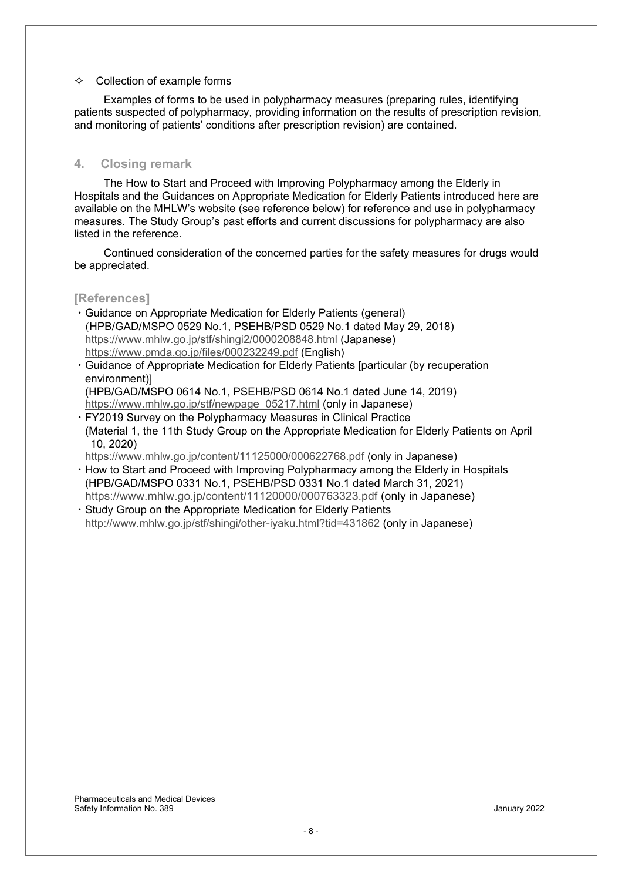✧ Collection of example forms

Examples of forms to be used in polypharmacy measures (preparing rules, identifying patients suspected of polypharmacy, providing information on the results of prescription revision, and monitoring of patients' conditions after prescription revision) are contained.

## 4. Closing remark

The How to Start and Proceed with Improving Polypharmacy among the Elderly in Hospitals and the Guidances on Appropriate Medication for Elderly Patients introduced here are available on the MHLW's website (see reference below) for reference and use in polypharmacy measures. The Study Group's past efforts and current discussions for polypharmacy are also listed in the reference.

Continued consideration of the concerned parties for the safety measures for drugs would be appreciated.

## [References]

- Guidance on Appropriate Medication for Elderly Patients (general)
  (HPB/GAD/MSPO 0529 No.1, PSEHB/PSD 0529 No.1 dated May 29, 2018)
  https://www.mhlw.go.jp/stf/shingi2/0000208848.html (Japanese)
  https://www.pmda.go.jp/files/000232249.pdf (English)
- Guidance of Appropriate Medication for Elderly Patients [particular (by recuperation environment)]
  (HPB/GAD/MSPO 0614 No.1, PSEHB/PSD 0614 No.1 dated June 14, 2019)
  https://www.mhlw.go.jp/stf/newpage_05217.html (only in Japanese)
- FY2019 Survey on the Polypharmacy Measures in Clinical Practice
  (Material 1, the 11th Study Group on the Appropriate Medication for Elderly Patients on April 10, 2020)
  https://www.mhlw.go.jp/content/11125000/000622768.pdf (only in Japanese)
- How to Start and Proceed with Improving Polypharmacy among the Elderly in Hospitals
  (HPB/GAD/MSPO 0331 No.1, PSEHB/PSD 0331 No.1 dated March 31, 2021)
  https://www.mhlw.go.jp/content/11120000/000763323.pdf (only in Japanese)
- Study Group on the Appropriate Medication for Elderly Patients
  http://www.mhlw.go.jp/stf/shingi/other-iyaku.html?tid=431862 (only in Japanese)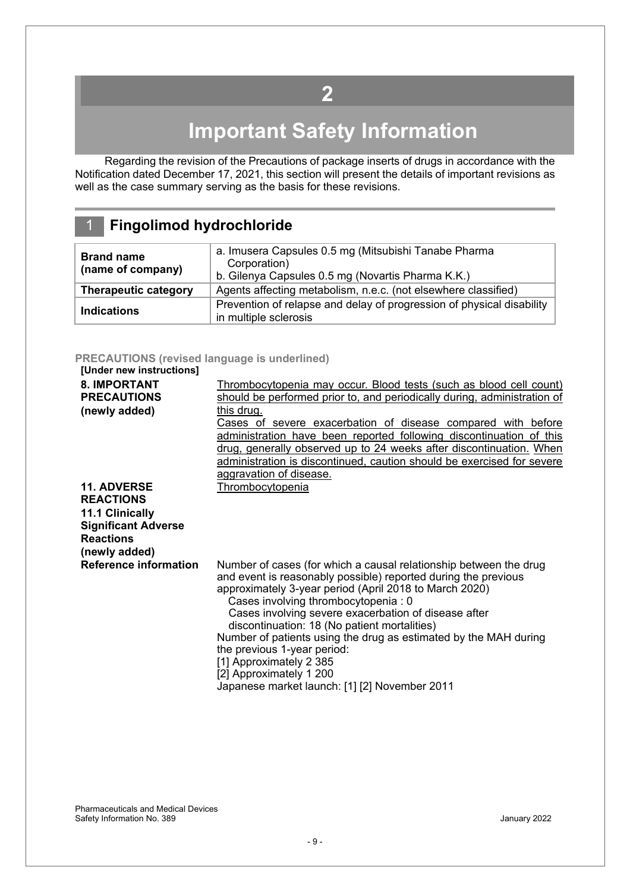# 2

# Important Safety Information

Regarding the revision of the Precautions of package inserts of drugs in accordance with the Notification dated December 17, 2021, this section will present the details of important revisions as well as the case summary serving as the basis for these revisions.

## 1 Fingolimod hydrochloride

| **Brand name (name of company)** | a. Imusera Capsules 0.5 mg (Mitsubishi Tanabe Pharma Corporation)<br>b. Gilenya Capsules 0.5 mg (Novartis Pharma K.K.) |
|---|---|
| **Therapeutic category** | Agents affecting metabolism, n.e.c. (not elsewhere classified) |
| **Indications** | Prevention of relapse and delay of progression of physical disability in multiple sclerosis |

**PRECAUTIONS (revised language is underlined)**

**[Under new instructions]**

**8. IMPORTANT PRECAUTIONS (newly added)**

<u>Thrombocytopenia may occur. Blood tests (such as blood cell count) should be performed prior to, and periodically during, administration of this drug.</u>

<u>Cases of severe exacerbation of disease compared with before administration have been reported following discontinuation of this drug, generally observed up to 24 weeks after discontinuation.</u> <u>When administration is discontinued, caution should be exercised for severe aggravation of disease.</u>

**11. ADVERSE REACTIONS**
**11.1 Clinically Significant Adverse Reactions (newly added)**

<u>Thrombocytopenia</u>

**Reference information**

Number of cases (for which a causal relationship between the drug and event is reasonably possible) reported during the previous approximately 3-year period (April 2018 to March 2020)
- Cases involving thrombocytopenia : 0
- Cases involving severe exacerbation of disease after discontinuation: 18 (No patient mortalities)

Number of patients using the drug as estimated by the MAH during the previous 1-year period:
[1] Approximately 2 385
[2] Approximately 1 200
Japanese market launch: [1] [2] November 2011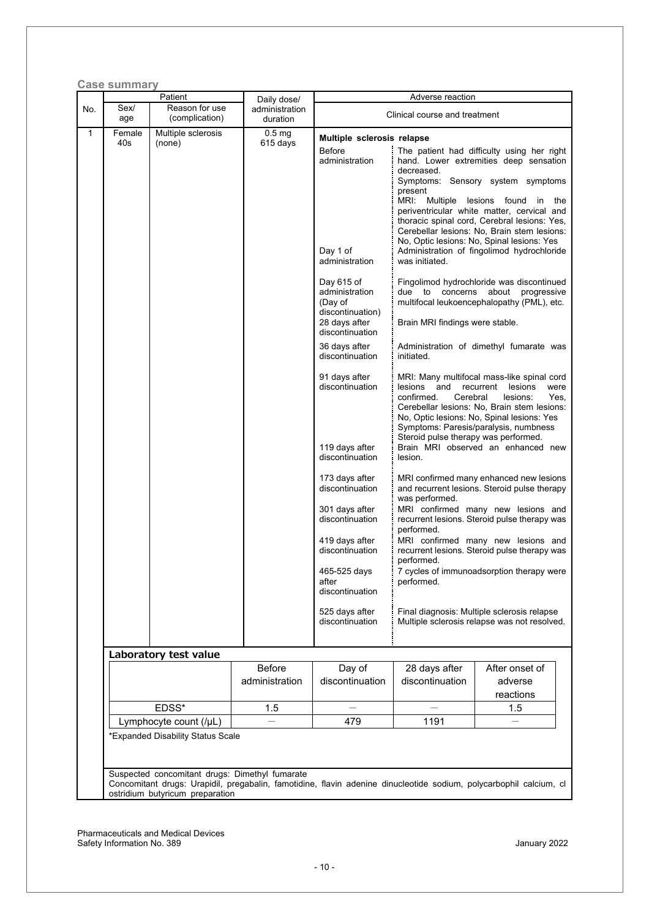## Case summary

| No. | Patient | | Daily dose/ administration duration | Adverse reaction | |
|---|---|---|---|---|---|
| | Sex/ age | Reason for use (complication) | | Clinical course and treatment | |
| 1 | Female 40s | Multiple sclerosis (none) | 0.5 mg 615 days | **Multiple sclerosis relapse** | |
| | | | | Before administration | The patient had difficulty using her right hand. Lower extremities deep sensation decreased. Symptoms: Sensory system symptoms present MRI: Multiple lesions found in the periventricular white matter, cervical and thoracic spinal cord, Cerebral lesions: Yes, Cerebellar lesions: No, Brain stem lesions: No, Optic lesions: No, Spinal lesions: Yes |
| | | | | Day 1 of administration | Administration of fingolimod hydrochloride was initiated. |
| | | | | Day 615 of administration (Day of discontinuation) | Fingolimod hydrochloride was discontinued due to concerns about progressive multifocal leukoencephalopathy (PML), etc. |
| | | | | 28 days after discontinuation | Brain MRI findings were stable. |
| | | | | 36 days after discontinuation | Administration of dimethyl fumarate was initiated. |
| | | | | 91 days after discontinuation | MRI: Many multifocal mass-like spinal cord lesions and recurrent lesions were confirmed. Cerebral lesions: Yes, Cerebellar lesions: No, Brain stem lesions: No, Optic lesions: No, Spinal lesions: Yes Symptoms: Paresis/paralysis, numbness Steroid pulse therapy was performed. |
| | | | | 119 days after discontinuation | Brain MRI observed an enhanced new lesion. |
| | | | | 173 days after discontinuation | MRI confirmed many enhanced new lesions and recurrent lesions. Steroid pulse therapy was performed. |
| | | | | 301 days after discontinuation | MRI confirmed many new lesions and recurrent lesions. Steroid pulse therapy was performed. |
| | | | | 419 days after discontinuation | MRI confirmed many new lesions and recurrent lesions. Steroid pulse therapy was performed. |
| | | | | 465-525 days after discontinuation | 7 cycles of immunoadsorption therapy were performed. |
| | | | | 525 days after discontinuation | Final diagnosis: Multiple sclerosis relapse Multiple sclerosis relapse was not resolved. |

**Laboratory test value**

| | Before administration | Day of discontinuation | 28 days after discontinuation | After onset of adverse reactions |
|---|---|---|---|---|
| EDSS* | 1.5 | — | — | 1.5 |
| Lymphocyte count (/μL) | — | 479 | 1191 | — |

*Expanded Disability Status Scale

Suspected concomitant drugs: Dimethyl fumarate
Concomitant drugs: Urapidil, pregabalin, famotidine, flavin adenine dinucleotide sodium, polycarbophil calcium, clostridium butyricum preparation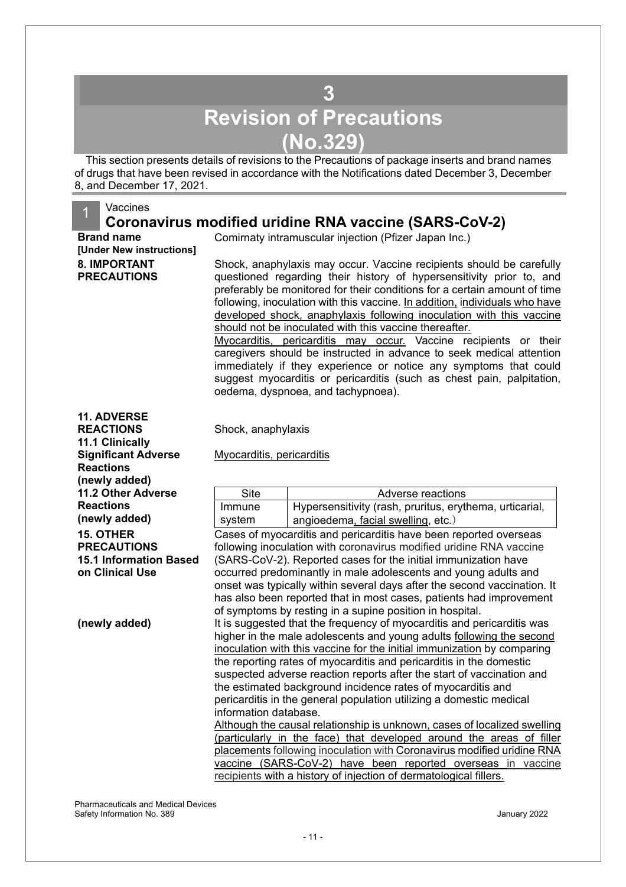# 3 Revision of Precautions (No.329)

This section presents details of revisions to the Precautions of package inserts and brand names of drugs that have been revised in accordance with the Notifications dated December 3, December 8, and December 17, 2021.

## 1 Vaccines

### Coronavirus modified uridine RNA vaccine (SARS-CoV-2)

**Brand name [Under New instructions]**

Comirnaty intramuscular injection (Pfizer Japan Inc.)

**8. IMPORTANT PRECAUTIONS**

Shock, anaphylaxis may occur. Vaccine recipients should be carefully questioned regarding their history of hypersensitivity prior to, and preferably be monitored for their conditions for a certain amount of time following, inoculation with this vaccine. <u>In addition,</u> <u>individuals who have developed shock, anaphylaxis following inoculation with this vaccine should not be inoculated with this vaccine thereafter.</u>

<u>Myocarditis, pericarditis may occur.</u> Vaccine recipients or their caregivers should be instructed in advance to seek medical attention immediately if they experience or notice any symptoms that could suggest myocarditis or pericarditis (such as chest pain, palpitation, oedema, dyspnoea, and tachypnoea).

**11. ADVERSE REACTIONS**
**11.1 Clinically Significant Adverse Reactions (newly added)**

Shock, anaphylaxis

<u>Myocarditis, pericarditis</u>

**11.2 Other Adverse Reactions (newly added)**

| Site | Adverse reactions |
|---|---|
| Immune system | Hypersensitivity (rash, pruritus, erythema, urticarial, angioedema<u>, facial swelling</u>, etc.) |

**15. OTHER PRECAUTIONS**
**15.1 Information Based on Clinical Use**

Cases of myocarditis and pericarditis have been reported overseas following inoculation with coronavirus modified uridine RNA vaccine (SARS-CoV-2). Reported cases for the initial immunization have occurred predominantly in male adolescents and young adults and onset was typically within several days after the second vaccination. It has also been reported that in most cases, patients had improvement of symptoms by resting in a supine position in hospital.

**(newly added)**

It is suggested that the frequency of myocarditis and pericarditis was higher in the male adolescents and young adults <u>following the second inoculation with this vaccine for the initial immunization</u> by comparing the reporting rates of myocarditis and pericarditis in the domestic suspected adverse reaction reports after the start of vaccination and the estimated background incidence rates of myocarditis and pericarditis in the general population utilizing a domestic medical information database.

<u>Although the causal relationship is unknown, cases of localized swelling (particularly in the face) that developed around the areas of filler placements following inoculation with Coronavirus modified uridine RNA vaccine (SARS-CoV-2) have been reported overseas in vaccine recipients with a history of injection of dermatological fillers.</u>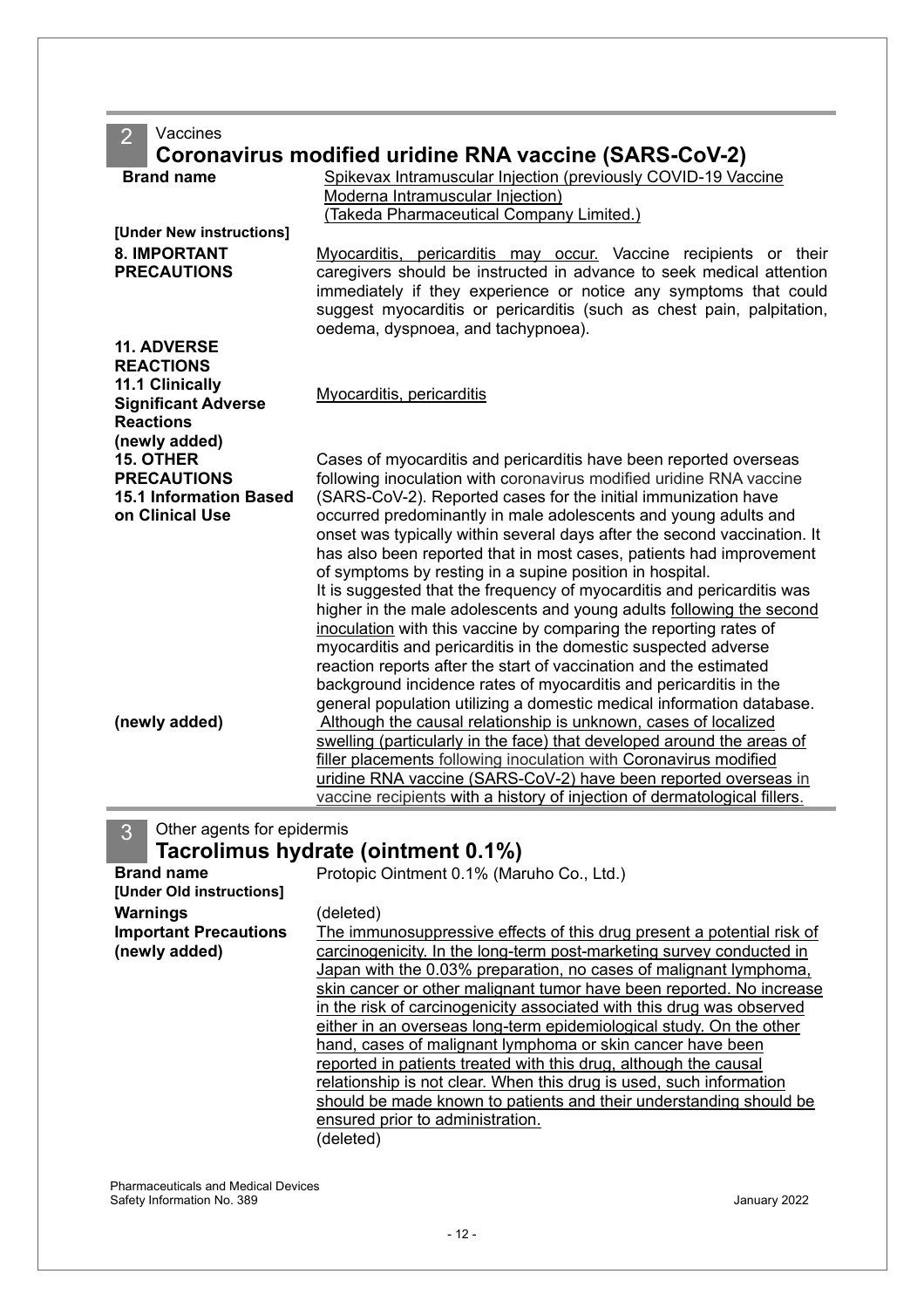## 2 Vaccines

### Coronavirus modified uridine RNA vaccine (SARS-CoV-2)

| | |
|---|---|
| **Brand name** | Spikevax Intramuscular Injection (previously COVID-19 Vaccine Moderna Intramuscular Injection) (Takeda Pharmaceutical Company Limited.) |
| **[Under New instructions]** | |
| **8. IMPORTANT PRECAUTIONS** | Myocarditis, pericarditis may occur. Vaccine recipients or their caregivers should be instructed in advance to seek medical attention immediately if they experience or notice any symptoms that could suggest myocarditis or pericarditis (such as chest pain, palpitation, oedema, dyspnoea, and tachypnoea). |
| **11. ADVERSE REACTIONS** **11.1 Clinically Significant Adverse Reactions (newly added)** | Myocarditis, pericarditis |
| **15. OTHER PRECAUTIONS** **15.1 Information Based on Clinical Use** | Cases of myocarditis and pericarditis have been reported overseas following inoculation with coronavirus modified uridine RNA vaccine (SARS-CoV-2). Reported cases for the initial immunization have occurred predominantly in male adolescents and young adults and onset was typically within several days after the second vaccination. It has also been reported that in most cases, patients had improvement of symptoms by resting in a supine position in hospital. It is suggested that the frequency of myocarditis and pericarditis was higher in the male adolescents and young adults following the second inoculation with this vaccine by comparing the reporting rates of myocarditis and pericarditis in the domestic suspected adverse reaction reports after the start of vaccination and the estimated background incidence rates of myocarditis and pericarditis in the general population utilizing a domestic medical information database. |
| **(newly added)** | Although the causal relationship is unknown, cases of localized swelling (particularly in the face) that developed around the areas of filler placements following inoculation with Coronavirus modified uridine RNA vaccine (SARS-CoV-2) have been reported overseas in vaccine recipients with a history of injection of dermatological fillers. |

## 3 Other agents for epidermis

### Tacrolimus hydrate (ointment 0.1%)

| | |
|---|---|
| **Brand name** | Protopic Ointment 0.1% (Maruho Co., Ltd.) |
| **[Under Old instructions]** | |
| **Warnings** | (deleted) |
| **Important Precautions (newly added)** | The immunosuppressive effects of this drug present a potential risk of carcinogenicity. In the long-term post-marketing survey conducted in Japan with the 0.03% preparation, no cases of malignant lymphoma, skin cancer or other malignant tumor have been reported. No increase in the risk of carcinogenicity associated with this drug was observed either in an overseas long-term epidemiological study. On the other hand, cases of malignant lymphoma or skin cancer have been reported in patients treated with this drug, although the causal relationship is not clear. When this drug is used, such information should be made known to patients and their understanding should be ensured prior to administration. |
| | (deleted) |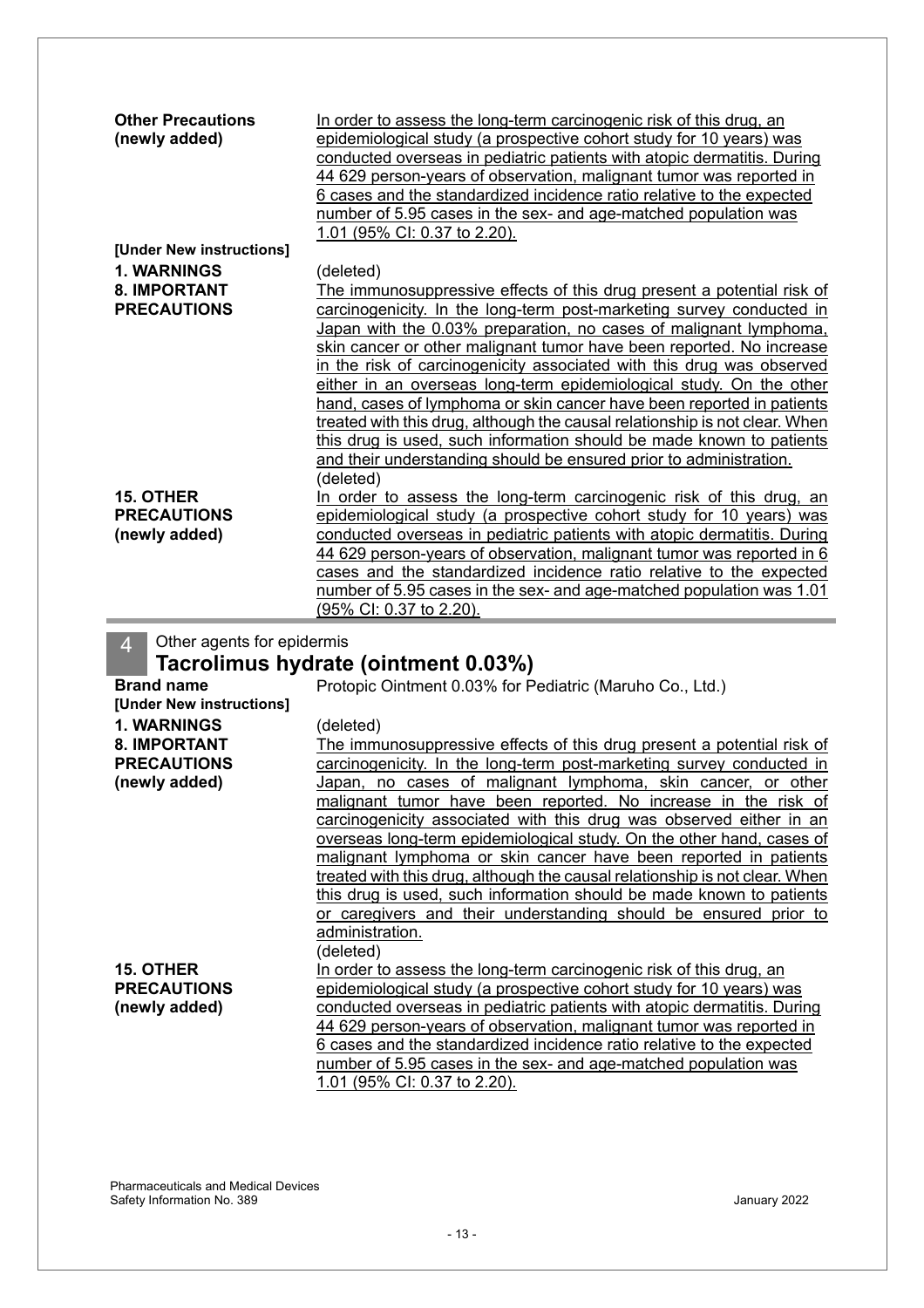**Other Precautions (newly added)**

In order to assess the long-term carcinogenic risk of this drug, an epidemiological study (a prospective cohort study for 10 years) was conducted overseas in pediatric patients with atopic dermatitis. During 44 629 person-years of observation, malignant tumor was reported in 6 cases and the standardized incidence ratio relative to the expected number of 5.95 cases in the sex- and age-matched population was 1.01 (95% CI: 0.37 to 2.20).

**[Under New instructions]**

**1. WARNINGS**

(deleted)

**8. IMPORTANT PRECAUTIONS**

The immunosuppressive effects of this drug present a potential risk of carcinogenicity. In the long-term post-marketing survey conducted in Japan with the 0.03% preparation, no cases of malignant lymphoma, skin cancer or other malignant tumor have been reported. No increase in the risk of carcinogenicity associated with this drug was observed either in an overseas long-term epidemiological study. On the other hand, cases of lymphoma or skin cancer have been reported in patients treated with this drug, although the causal relationship is not clear. When this drug is used, such information should be made known to patients and their understanding should be ensured prior to administration.

(deleted)

**15. OTHER PRECAUTIONS (newly added)**

In order to assess the long-term carcinogenic risk of this drug, an epidemiological study (a prospective cohort study for 10 years) was conducted overseas in pediatric patients with atopic dermatitis. During 44 629 person-years of observation, malignant tumor was reported in 6 cases and the standardized incidence ratio relative to the expected number of 5.95 cases in the sex- and age-matched population was 1.01 (95% CI: 0.37 to 2.20).

## 4 Other agents for epidermis

## Tacrolimus hydrate (ointment 0.03%)

**Brand name**

Protopic Ointment 0.03% for Pediatric (Maruho Co., Ltd.)

**[Under New instructions]**

**1. WARNINGS**

(deleted)

**8. IMPORTANT PRECAUTIONS (newly added)**

The immunosuppressive effects of this drug present a potential risk of carcinogenicity. In the long-term post-marketing survey conducted in Japan, no cases of malignant lymphoma, skin cancer, or other malignant tumor have been reported. No increase in the risk of carcinogenicity associated with this drug was observed either in an overseas long-term epidemiological study. On the other hand, cases of malignant lymphoma or skin cancer have been reported in patients treated with this drug, although the causal relationship is not clear. When this drug is used, such information should be made known to patients or caregivers and their understanding should be ensured prior to administration.

(deleted)

**15. OTHER PRECAUTIONS (newly added)**

In order to assess the long-term carcinogenic risk of this drug, an epidemiological study (a prospective cohort study for 10 years) was conducted overseas in pediatric patients with atopic dermatitis. During 44 629 person-years of observation, malignant tumor was reported in 6 cases and the standardized incidence ratio relative to the expected number of 5.95 cases in the sex- and age-matched population was 1.01 (95% CI: 0.37 to 2.20).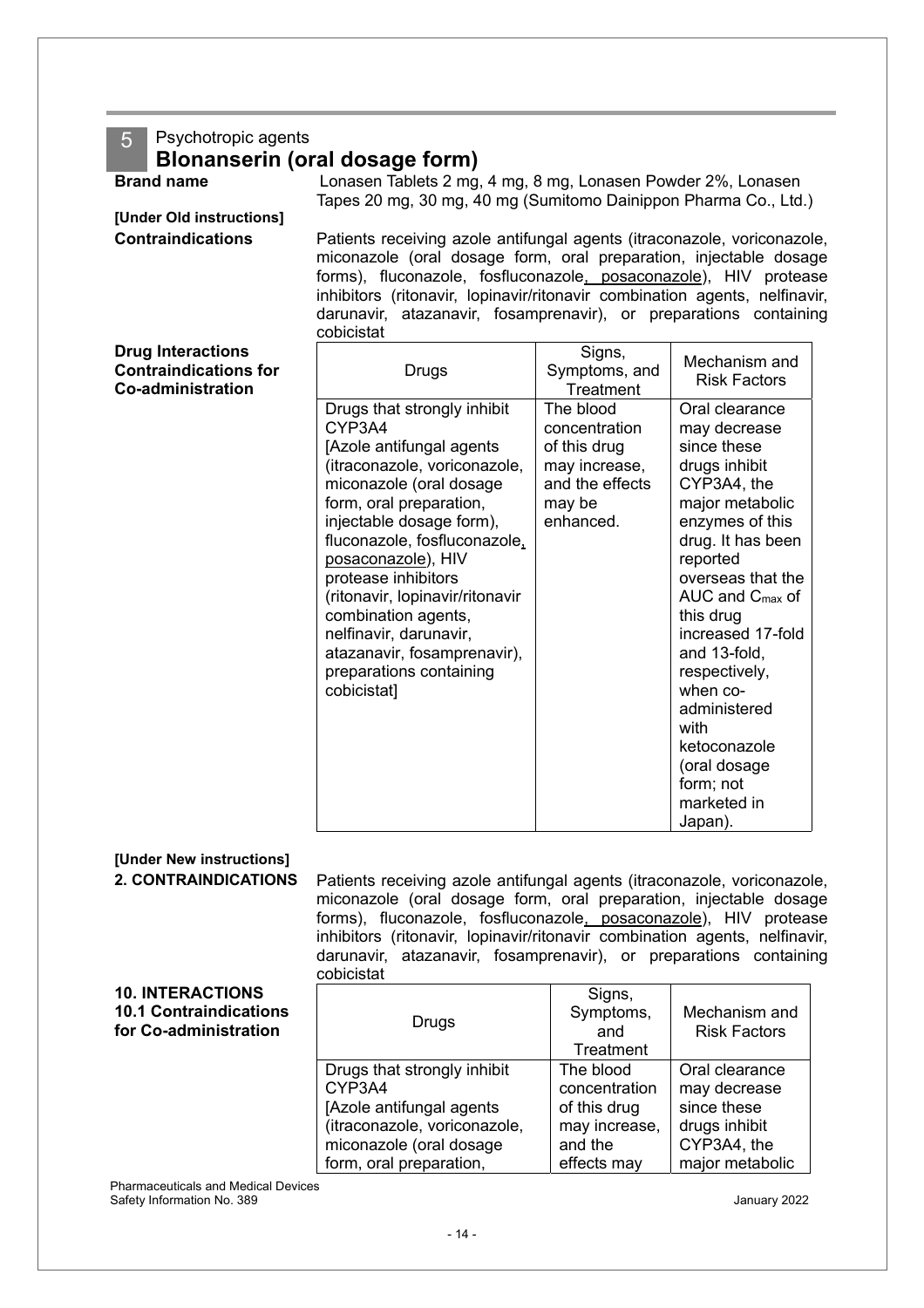## 5 Psychotropic agents

# Blonanserin (oral dosage form)

**Brand name**

Lonasen Tablets 2 mg, 4 mg, 8 mg, Lonasen Powder 2%, Lonasen Tapes 20 mg, 30 mg, 40 mg (Sumitomo Dainippon Pharma Co., Ltd.)

**[Under Old instructions]**

**Contraindications**

Patients receiving azole antifungal agents (itraconazole, voriconazole, miconazole (oral dosage form, oral preparation, injectable dosage forms), fluconazole, fosfluconazole, posaconazole), HIV protease inhibitors (ritonavir, lopinavir/ritonavir combination agents, nelfinavir, darunavir, atazanavir, fosamprenavir), or preparations containing cobicistat

**Drug Interactions Contraindications for Co-administration**

| Drugs | Signs, Symptoms, and Treatment | Mechanism and Risk Factors |
|---|---|---|
| Drugs that strongly inhibit CYP3A4 [Azole antifungal agents (itraconazole, voriconazole, miconazole (oral dosage form, oral preparation, injectable dosage form), fluconazole, fosfluconazole, posaconazole), HIV protease inhibitors (ritonavir, lopinavir/ritonavir combination agents, nelfinavir, darunavir, atazanavir, fosamprenavir), preparations containing cobicistat] | The blood concentration of this drug may increase, and the effects may be enhanced. | Oral clearance may decrease since these drugs inhibit CYP3A4, the major metabolic enzymes of this drug. It has been reported overseas that the AUC and $C_{max}$ of this drug increased 17-fold and 13-fold, respectively, when co-administered with ketoconazole (oral dosage form; not marketed in Japan). |

**[Under New instructions]**

**2. CONTRAINDICATIONS**

Patients receiving azole antifungal agents (itraconazole, voriconazole, miconazole (oral dosage form, oral preparation, injectable dosage forms), fluconazole, fosfluconazole, posaconazole), HIV protease inhibitors (ritonavir, lopinavir/ritonavir combination agents, nelfinavir, darunavir, atazanavir, fosamprenavir), or preparations containing cobicistat

**10. INTERACTIONS**
**10.1 Contraindications for Co-administration**

| Drugs | Signs, Symptoms, and Treatment | Mechanism and Risk Factors |
|---|---|---|
| Drugs that strongly inhibit CYP3A4 [Azole antifungal agents (itraconazole, voriconazole, miconazole (oral dosage form, oral preparation, | The blood concentration of this drug may increase, and the effects may | Oral clearance may decrease since these drugs inhibit CYP3A4, the major metabolic |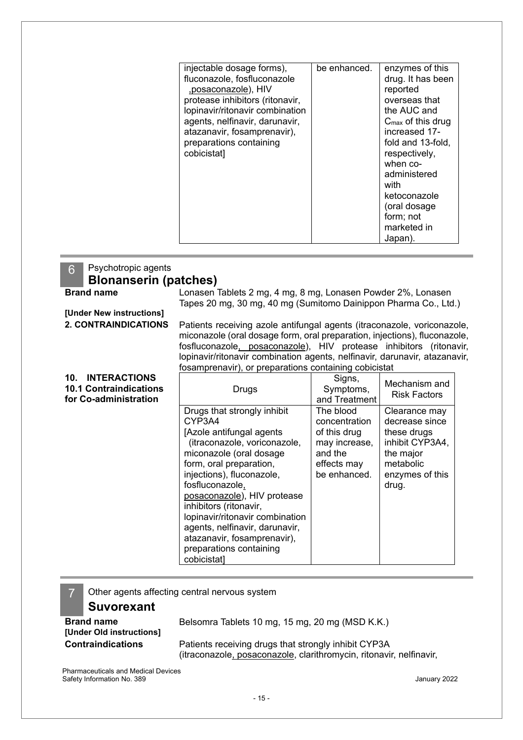| injectable dosage forms), fluconazole, fosfluconazole ,posaconazole), HIV protease inhibitors (ritonavir, lopinavir/ritonavir combination agents, nelfinavir, darunavir, atazanavir, fosamprenavir), preparations containing cobicistat] | be enhanced. | enzymes of this drug. It has been reported overseas that the AUC and $C_{max}$ of this drug increased 17-fold and 13-fold, respectively, when co-administered with ketoconazole (oral dosage form; not marketed in Japan). |
|---|---|---|

## 6 Psychotropic agents

## Blonanserin (patches)

**Brand name** Lonasen Tablets 2 mg, 4 mg, 8 mg, Lonasen Powder 2%, Lonasen Tapes 20 mg, 30 mg, 40 mg (Sumitomo Dainippon Pharma Co., Ltd.)

**[Under New instructions]**

**2. CONTRAINDICATIONS**

Patients receiving azole antifungal agents (itraconazole, voriconazole, miconazole (oral dosage form, oral preparation, injections), fluconazole, fosfluconazole, posaconazole), HIV protease inhibitors (ritonavir, lopinavir/ritonavir combination agents, nelfinavir, darunavir, atazanavir, fosamprenavir), or preparations containing cobicistat

**10. INTERACTIONS**
**10.1 Contraindications for Co-administration**

| Drugs | Signs, Symptoms, and Treatment | Mechanism and Risk Factors |
|---|---|---|
| Drugs that strongly inhibit CYP3A4 [Azole antifungal agents (itraconazole, voriconazole, miconazole (oral dosage form, oral preparation, injections), fluconazole, fosfluconazole, posaconazole), HIV protease inhibitors (ritonavir, lopinavir/ritonavir combination agents, nelfinavir, darunavir, atazanavir, fosamprenavir), preparations containing cobicistat] | The blood concentration of this drug may increase, and the effects may be enhanced. | Clearance may decrease since these drugs inhibit CYP3A4, the major metabolic enzymes of this drug. |

## 7 Other agents affecting central nervous system

## Suvorexant

**Brand name** Belsomra Tablets 10 mg, 15 mg, 20 mg (MSD K.K.)

**[Under Old instructions]**

**Contraindications** Patients receiving drugs that strongly inhibit CYP3A (itraconazole, posaconazole, clarithromycin, ritonavir, nelfinavir,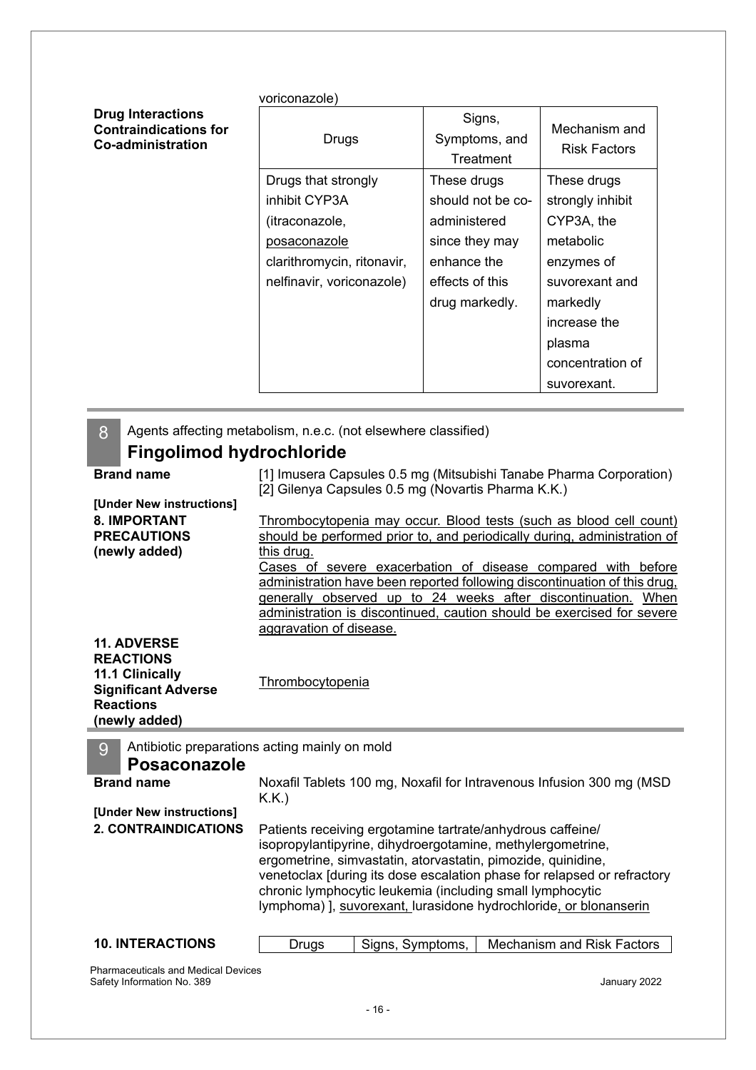voriconazole)

**Drug Interactions Contraindications for Co-administration**

| Drugs | Signs, Symptoms, and Treatment | Mechanism and Risk Factors |
|---|---|---|
| Drugs that strongly inhibit CYP3A (itraconazole, posaconazole clarithromycin, ritonavir, nelfinavir, voriconazole) | These drugs should not be co-administered since they may enhance the effects of this drug markedly. | These drugs strongly inhibit CYP3A, the metabolic enzymes of suvorexant and markedly increase the plasma concentration of suvorexant. |

## 8 Agents affecting metabolism, n.e.c. (not elsewhere classified)

## Fingolimod hydrochloride

**Brand name**

[1] Imusera Capsules 0.5 mg (Mitsubishi Tanabe Pharma Corporation)
[2] Gilenya Capsules 0.5 mg (Novartis Pharma K.K.)

**[Under New instructions]**

**8. IMPORTANT PRECAUTIONS (newly added)**

Thrombocytopenia may occur. Blood tests (such as blood cell count) should be performed prior to, and periodically during, administration of this drug.
Cases of severe exacerbation of disease compared with before administration have been reported following discontinuation of this drug, generally observed up to 24 weeks after discontinuation. When administration is discontinued, caution should be exercised for severe aggravation of disease.

**11. ADVERSE REACTIONS**
**11.1 Clinically Significant Adverse Reactions (newly added)**

Thrombocytopenia

## 9 Antibiotic preparations acting mainly on mold

## Posaconazole

**Brand name**

Noxafil Tablets 100 mg, Noxafil for Intravenous Infusion 300 mg (MSD K.K.)

**[Under New instructions]**

**2. CONTRAINDICATIONS**

Patients receiving ergotamine tartrate/anhydrous caffeine/ isopropylantipyrine, dihydroergotamine, methylergometrine, ergometrine, simvastatin, atorvastatin, pimozide, quinidine, venetoclax [during its dose escalation phase for relapsed or refractory chronic lymphocytic leukemia (including small lymphocytic lymphoma) ], suvorexant, lurasidone hydrochloride, or blonanserin

**10. INTERACTIONS**

| Drugs | Signs, Symptoms, | Mechanism and Risk Factors |
|---|---|---|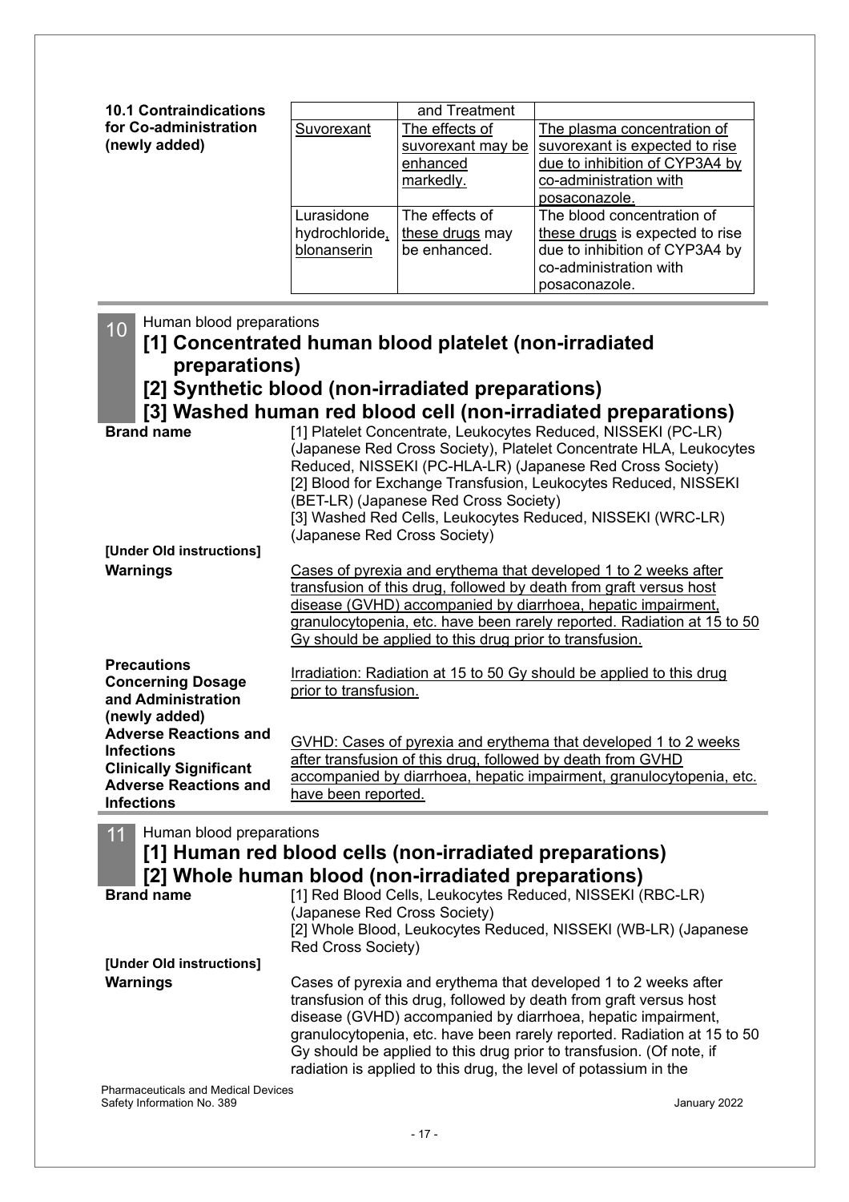**10.1 Contraindications for Co-administration (newly added)**

| | and Treatment | |
|---|---|---|
| Suvorexant | The effects of suvorexant may be enhanced markedly. | The plasma concentration of suvorexant is expected to rise due to inhibition of CYP3A4 by co-administration with posaconazole. |
| Lurasidone hydrochloride, blonanserin | The effects of these drugs may be enhanced. | The blood concentration of these drugs is expected to rise due to inhibition of CYP3A4 by co-administration with posaconazole. |

## 10 Human blood preparations

## [1] Concentrated human blood platelet (non-irradiated preparations)
## [2] Synthetic blood (non-irradiated preparations)
## [3] Washed human red blood cell (non-irradiated preparations)

**Brand name**

[1] Platelet Concentrate, Leukocytes Reduced, NISSEKI (PC-LR) (Japanese Red Cross Society), Platelet Concentrate HLA, Leukocytes Reduced, NISSEKI (PC-HLA-LR) (Japanese Red Cross Society)
[2] Blood for Exchange Transfusion, Leukocytes Reduced, NISSEKI (BET-LR) (Japanese Red Cross Society)
[3] Washed Red Cells, Leukocytes Reduced, NISSEKI (WRC-LR) (Japanese Red Cross Society)

**[Under Old instructions]**

**Warnings**

Cases of pyrexia and erythema that developed 1 to 2 weeks after transfusion of this drug, followed by death from graft versus host disease (GVHD) accompanied by diarrhoea, hepatic impairment, granulocytopenia, etc. have been rarely reported. Radiation at 15 to 50 Gy should be applied to this drug prior to transfusion.

**Precautions Concerning Dosage and Administration (newly added)**

Irradiation: Radiation at 15 to 50 Gy should be applied to this drug prior to transfusion.

**Adverse Reactions and Infections**
**Clinically Significant Adverse Reactions and Infections**

GVHD: Cases of pyrexia and erythema that developed 1 to 2 weeks after transfusion of this drug, followed by death from GVHD accompanied by diarrhoea, hepatic impairment, granulocytopenia, etc. have been reported.

## 11 Human blood preparations

## [1] Human red blood cells (non-irradiated preparations)
## [2] Whole human blood (non-irradiated preparations)

**Brand name**

[1] Red Blood Cells, Leukocytes Reduced, NISSEKI (RBC-LR) (Japanese Red Cross Society)
[2] Whole Blood, Leukocytes Reduced, NISSEKI (WB-LR) (Japanese Red Cross Society)

**[Under Old instructions]**

**Warnings**

Cases of pyrexia and erythema that developed 1 to 2 weeks after transfusion of this drug, followed by death from graft versus host disease (GVHD) accompanied by diarrhoea, hepatic impairment, granulocytopenia, etc. have been rarely reported. Radiation at 15 to 50 Gy should be applied to this drug prior to transfusion. (Of note, if radiation is applied to this drug, the level of potassium in the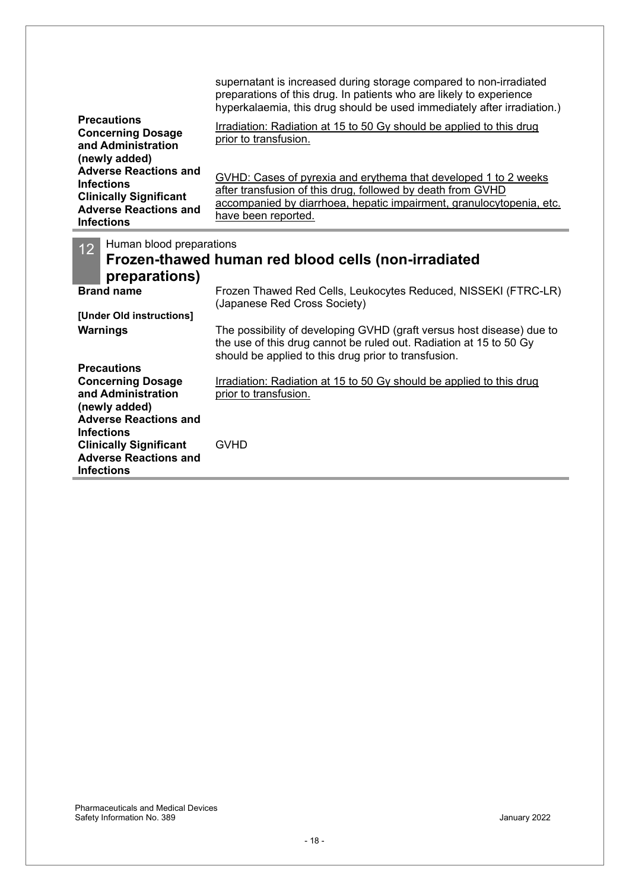supernatant is increased during storage compared to non-irradiated preparations of this drug. In patients who are likely to experience hyperkalaemia, this drug should be used immediately after irradiation.)

| | |
|---|---|
| **Precautions Concerning Dosage and Administration (newly added)** | Irradiation: Radiation at 15 to 50 Gy should be applied to this drug prior to transfusion. |
| **Adverse Reactions and Infections Clinically Significant Adverse Reactions and Infections** | GVHD: Cases of pyrexia and erythema that developed 1 to 2 weeks after transfusion of this drug, followed by death from GVHD accompanied by diarrhoea, hepatic impairment, granulocytopenia, etc. have been reported. |

## 12 Human blood preparations

## Frozen-thawed human red blood cells (non-irradiated preparations)

| | |
|---|---|
| **Brand name** | Frozen Thawed Red Cells, Leukocytes Reduced, NISSEKI (FTRC-LR) (Japanese Red Cross Society) |
| **[Under Old instructions]** | |
| **Warnings** | The possibility of developing GVHD (graft versus host disease) due to the use of this drug cannot be ruled out. Radiation at 15 to 50 Gy should be applied to this drug prior to transfusion. |
| **Precautions Concerning Dosage and Administration (newly added)** | Irradiation: Radiation at 15 to 50 Gy should be applied to this drug prior to transfusion. |
| **Adverse Reactions and Infections Clinically Significant Adverse Reactions and Infections** | GVHD |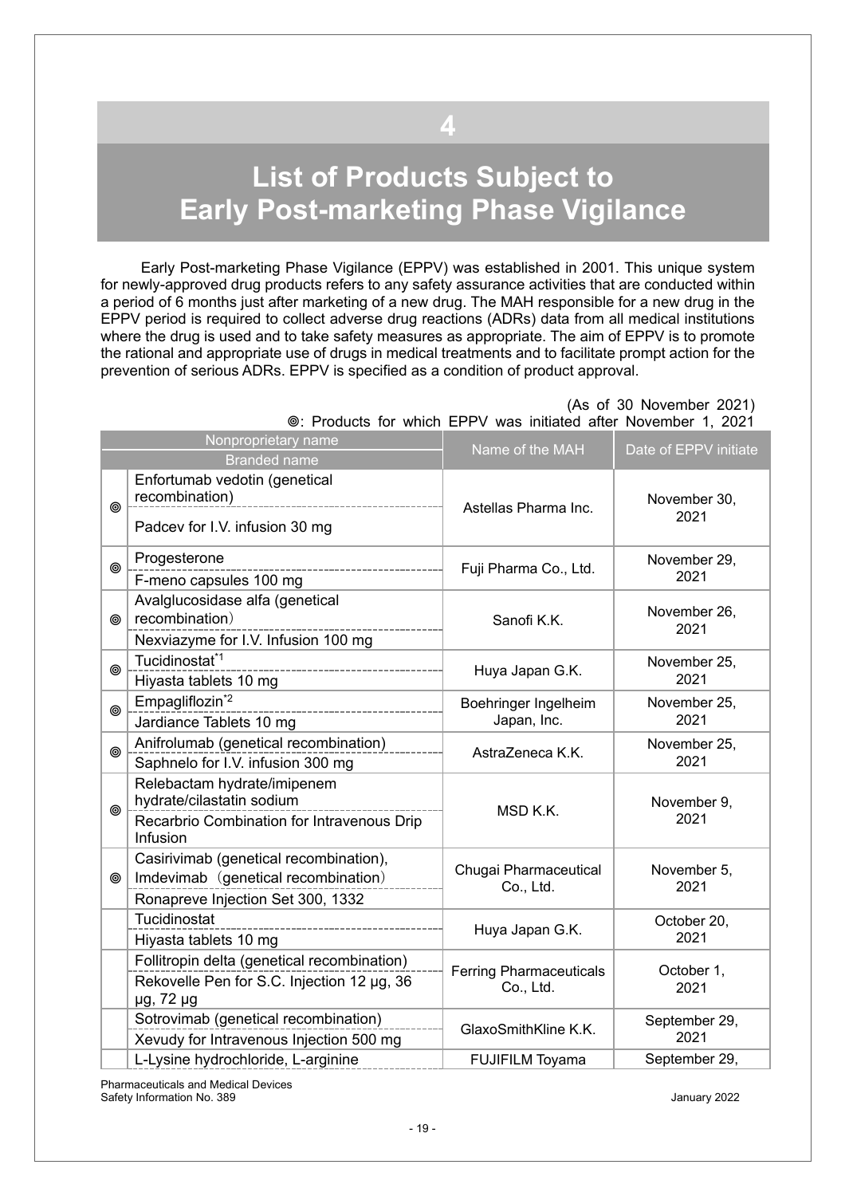# 4

# List of Products Subject to Early Post-marketing Phase Vigilance

Early Post-marketing Phase Vigilance (EPPV) was established in 2001. This unique system for newly-approved drug products refers to any safety assurance activities that are conducted within a period of 6 months just after marketing of a new drug. The MAH responsible for a new drug in the EPPV period is required to collect adverse drug reactions (ADRs) data from all medical institutions where the drug is used and to take safety measures as appropriate. The aim of EPPV is to promote the rational and appropriate use of drugs in medical treatments and to facilitate prompt action for the prevention of serious ADRs. EPPV is specified as a condition of product approval.

(As of 30 November 2021)

◎: Products for which EPPV was initiated after November 1, 2021

| | Nonproprietary name / Branded name | Name of the MAH | Date of EPPV initiate |
|---|---|---|---|
| ◎ | Enfortumab vedotin (genetical recombination) / Padcev for I.V. infusion 30 mg | Astellas Pharma Inc. | November 30, 2021 |
| ◎ | Progesterone / F-meno capsules 100 mg | Fuji Pharma Co., Ltd. | November 29, 2021 |
| ◎ | Avalglucosidase alfa (genetical recombination) / Nexviazyme for I.V. Infusion 100 mg | Sanofi K.K. | November 26, 2021 |
| ◎ | Tucidinostat[*1] / Hiyasta tablets 10 mg | Huya Japan G.K. | November 25, 2021 |
| ◎ | Empagliflozin[*2] / Jardiance Tablets 10 mg | Boehringer Ingelheim Japan, Inc. | November 25, 2021 |
| ◎ | Anifrolumab (genetical recombination) / Saphnelo for I.V. infusion 300 mg | AstraZeneca K.K. | November 25, 2021 |
| ◎ | Relebactam hydrate/imipenem hydrate/cilastatin sodium / Recarbrio Combination for Intravenous Drip Infusion | MSD K.K. | November 9, 2021 |
| ◎ | Casirivimab (genetical recombination), Imdevimab (genetical recombination) / Ronapreve Injection Set 300, 1332 | Chugai Pharmaceutical Co., Ltd. | November 5, 2021 |
| | Tucidinostat / Hiyasta tablets 10 mg | Huya Japan G.K. | October 20, 2021 |
| | Follitropin delta (genetical recombination) / Rekovelle Pen for S.C. Injection 12 μg, 36 μg, 72 μg | Ferring Pharmaceuticals Co., Ltd. | October 1, 2021 |
| | Sotrovimab (genetical recombination) / Xevudy for Intravenous Injection 500 mg | GlaxoSmithKline K.K. | September 29, 2021 |
| | L-Lysine hydrochloride, L-arginine | FUJIFILM Toyama | September 29, |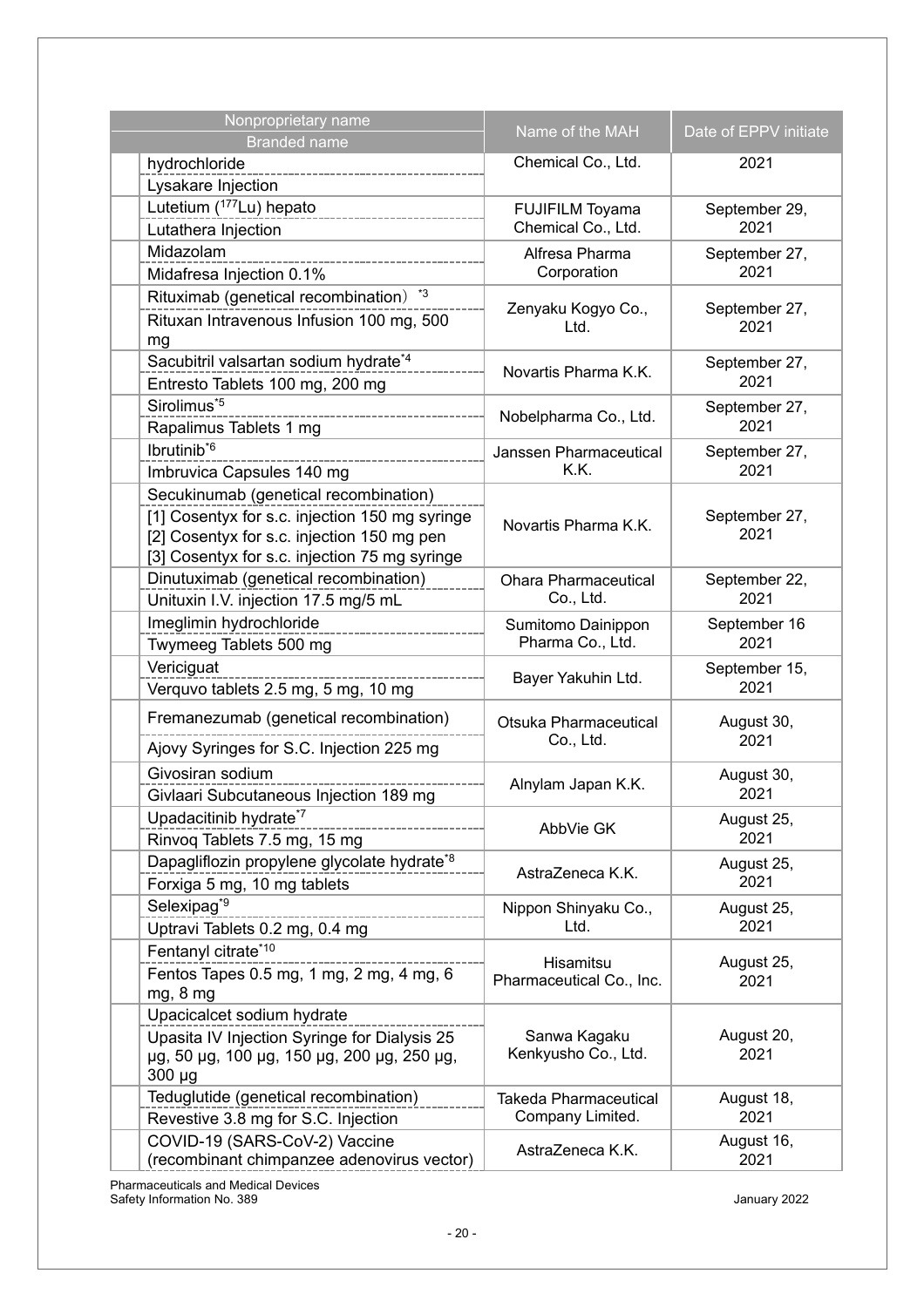| Nonproprietary name<br>Branded name | Name of the MAH | Date of EPPV initiate |
|---|---|---|
| hydrochloride<br>Lysakare Injection | Chemical Co., Ltd. | 2021 |
| Lutetium ($^{177}$Lu) hepato<br>Lutathera Injection | FUJIFILM Toyama Chemical Co., Ltd. | September 29, 2021 |
| Midazolam<br>Midafresa Injection 0.1% | Alfresa Pharma Corporation | September 27, 2021 |
| Rituximab (genetical recombination) [*3]<br>Rituxan Intravenous Infusion 100 mg, 500 mg | Zenyaku Kogyo Co., Ltd. | September 27, 2021 |
| Sacubitril valsartan sodium hydrate[*4]<br>Entresto Tablets 100 mg, 200 mg | Novartis Pharma K.K. | September 27, 2021 |
| Sirolimus[*5]<br>Rapalimus Tablets 1 mg | Nobelpharma Co., Ltd. | September 27, 2021 |
| Ibrutinib[*6]<br>Imbruvica Capsules 140 mg | Janssen Pharmaceutical K.K. | September 27, 2021 |
| Secukinumab (genetical recombination)<br>[1] Cosentyx for s.c. injection 150 mg syringe<br>[2] Cosentyx for s.c. injection 150 mg pen<br>[3] Cosentyx for s.c. injection 75 mg syringe | Novartis Pharma K.K. | September 27, 2021 |
| Dinutuximab (genetical recombination)<br>Unituxin I.V. injection 17.5 mg/5 mL | Ohara Pharmaceutical Co., Ltd. | September 22, 2021 |
| Imeglimin hydrochloride<br>Twymeeg Tablets 500 mg | Sumitomo Dainippon Pharma Co., Ltd. | September 16 2021 |
| Vericiguat<br>Verquvo tablets 2.5 mg, 5 mg, 10 mg | Bayer Yakuhin Ltd. | September 15, 2021 |
| Fremanezumab (genetical recombination)<br>Ajovy Syringes for S.C. Injection 225 mg | Otsuka Pharmaceutical Co., Ltd. | August 30, 2021 |
| Givosiran sodium<br>Givlaari Subcutaneous Injection 189 mg | Alnylam Japan K.K. | August 30, 2021 |
| Upadacitinib hydrate[*7]<br>Rinvoq Tablets 7.5 mg, 15 mg | AbbVie GK | August 25, 2021 |
| Dapagliflozin propylene glycolate hydrate[*8]<br>Forxiga 5 mg, 10 mg tablets | AstraZeneca K.K. | August 25, 2021 |
| Selexipag[*9]<br>Uptravi Tablets 0.2 mg, 0.4 mg | Nippon Shinyaku Co., Ltd. | August 25, 2021 |
| Fentanyl citrate[*10]<br>Fentos Tapes 0.5 mg, 1 mg, 2 mg, 4 mg, 6 mg, 8 mg | Hisamitsu Pharmaceutical Co., Inc. | August 25, 2021 |
| Upacicalcet sodium hydrate<br>Upasita IV Injection Syringe for Dialysis 25 μg, 50 μg, 100 μg, 150 μg, 200 μg, 250 μg, 300 μg | Sanwa Kagaku Kenkyusho Co., Ltd. | August 20, 2021 |
| Teduglutide (genetical recombination)<br>Revestive 3.8 mg for S.C. Injection | Takeda Pharmaceutical Company Limited. | August 18, 2021 |
| COVID-19 (SARS-CoV-2) Vaccine (recombinant chimpanzee adenovirus vector) | AstraZeneca K.K. | August 16, 2021 |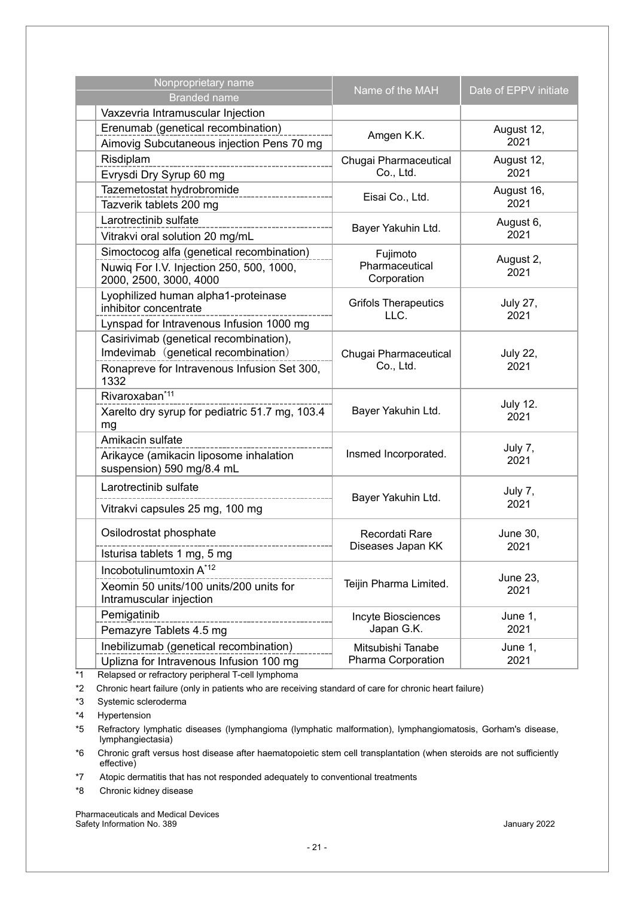| | Nonproprietary name / Branded name | Name of the MAH | Date of EPPV initiate |
|---|---|---|---|
| | Vaxzevria Intramuscular Injection | | |
| | Erenumab (genetical recombination) / Aimovig Subcutaneous injection Pens 70 mg | Amgen K.K. | August 12, 2021 |
| | Risdiplam / Evrysdi Dry Syrup 60 mg | Chugai Pharmaceutical Co., Ltd. | August 12, 2021 |
| | Tazemetostat hydrobromide / Tazverik tablets 200 mg | Eisai Co., Ltd. | August 16, 2021 |
| | Larotrectinib sulfate / Vitrakvi oral solution 20 mg/mL | Bayer Yakuhin Ltd. | August 6, 2021 |
| | Simoctocog alfa (genetical recombination) / Nuwiq For I.V. Injection 250, 500, 1000, 2000, 2500, 3000, 4000 | Fujimoto Pharmaceutical Corporation | August 2, 2021 |
| | Lyophilized human alpha1-proteinase inhibitor concentrate / Lynspad for Intravenous Infusion 1000 mg | Grifols Therapeutics LLC. | July 27, 2021 |
| | Casirivimab (genetical recombination), Imdevimab（genetical recombination）/ Ronapreve for Intravenous Infusion Set 300, 1332 | Chugai Pharmaceutical Co., Ltd. | July 22, 2021 |
| | Rivaroxaban[*11] / Xarelto dry syrup for pediatric 51.7 mg, 103.4 mg | Bayer Yakuhin Ltd. | July 12. 2021 |
| | Amikacin sulfate / Arikayce (amikacin liposome inhalation suspension) 590 mg/8.4 mL | Insmed Incorporated. | July 7, 2021 |
| | Larotrectinib sulfate / Vitrakvi capsules 25 mg, 100 mg | Bayer Yakuhin Ltd. | July 7, 2021 |
| | Osilodrostat phosphate / Isturisa tablets 1 mg, 5 mg | Recordati Rare Diseases Japan KK | June 30, 2021 |
| | Incobotulinumtoxin A[*12] / Xeomin 50 units/100 units/200 units for Intramuscular injection | Teijin Pharma Limited. | June 23, 2021 |
| | Pemigatinib / Pemazyre Tablets 4.5 mg | Incyte Biosciences Japan G.K. | June 1, 2021 |
| | Inebilizumab (genetical recombination) / Uplizna for Intravenous Infusion 100 mg | Mitsubishi Tanabe Pharma Corporation | June 1, 2021 |

*1 Relapsed or refractory peripheral T-cell lymphoma

*2 Chronic heart failure (only in patients who are receiving standard of care for chronic heart failure)

*3 Systemic scleroderma

*4 Hypertension

*5 Refractory lymphatic diseases (lymphangioma (lymphatic malformation), lymphangiomatosis, Gorham's disease, lymphangiectasia)

*6 Chronic graft versus host disease after haematopoietic stem cell transplantation (when steroids are not sufficiently effective)

*7 Atopic dermatitis that has not responded adequately to conventional treatments

*8 Chronic kidney disease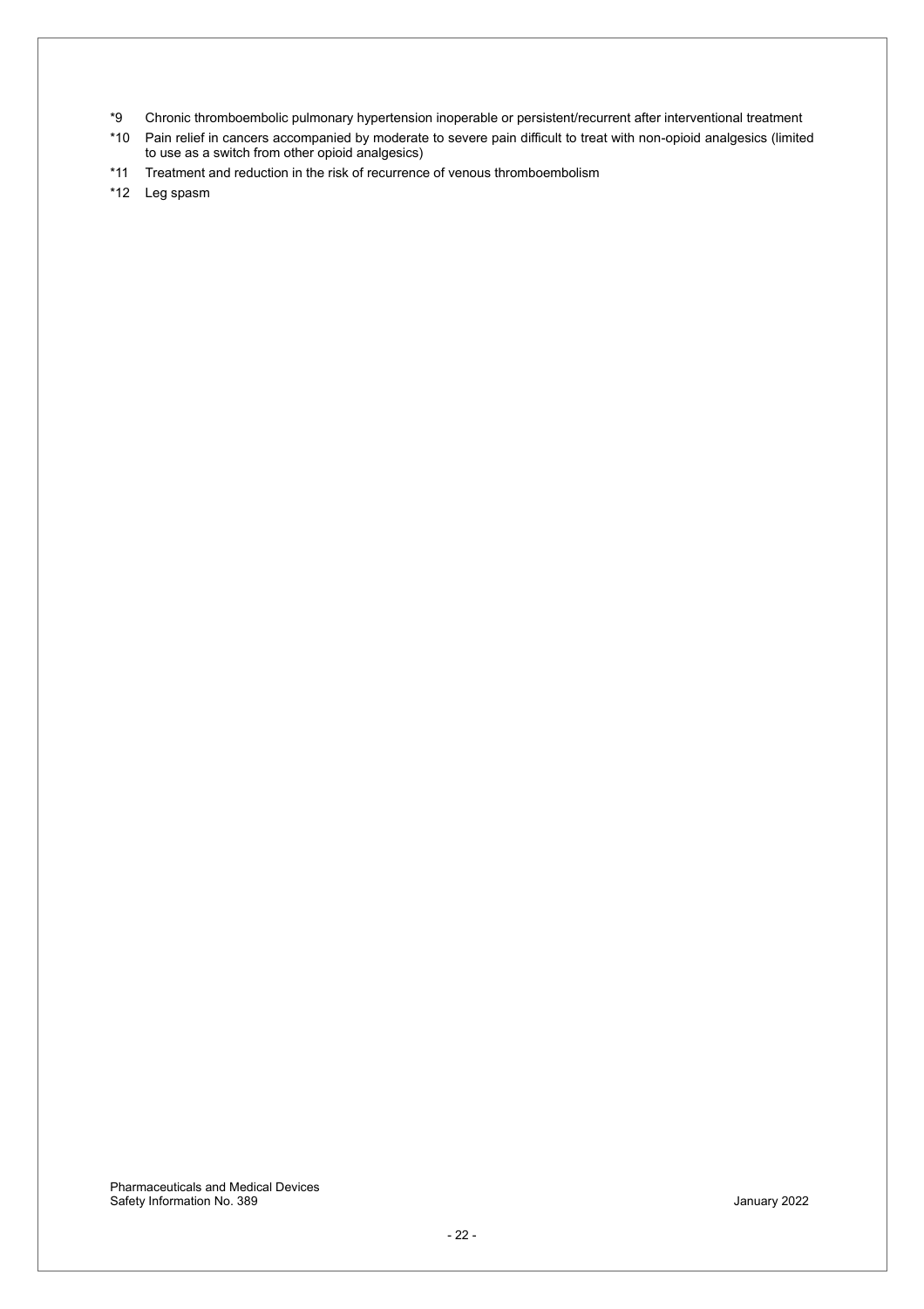*9 Chronic thromboembolic pulmonary hypertension inoperable or persistent/recurrent after interventional treatment

*10 Pain relief in cancers accompanied by moderate to severe pain difficult to treat with non-opioid analgesics (limited to use as a switch from other opioid analgesics)

*11 Treatment and reduction in the risk of recurrence of venous thromboembolism

*12 Leg spasm